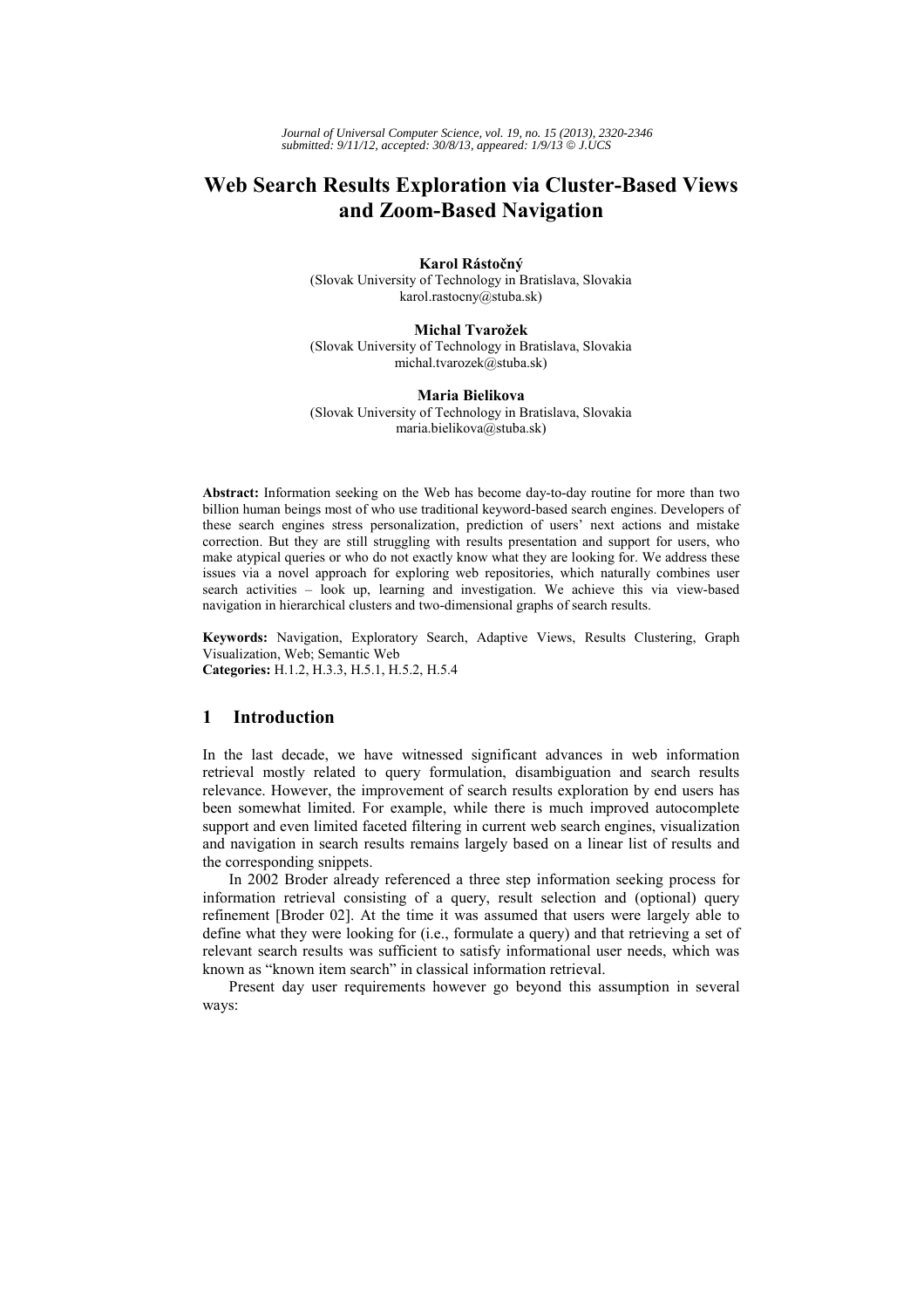# Web Search Results Exploration via Cluster-Based Views and Zoom-Based Navigation

**Karol Rástočný**
(Slovak University of Technology in Bratislava, Slovakia
karol.rastocny@stuba.sk)

**Michal Tvarožek**
(Slovak University of Technology in Bratislava, Slovakia
michal.tvarozek@stuba.sk)

**Maria Bielikova**
(Slovak University of Technology in Bratislava, Slovakia
maria.bielikova@stuba.sk)

**Abstract:** Information seeking on the Web has become day-to-day routine for more than two billion human beings most of who use traditional keyword-based search engines. Developers of these search engines stress personalization, prediction of users' next actions and mistake correction. But they are still struggling with results presentation and support for users, who make atypical queries or who do not exactly know what they are looking for. We address these issues via a novel approach for exploring web repositories, which naturally combines user search activities – look up, learning and investigation. We achieve this via view-based navigation in hierarchical clusters and two-dimensional graphs of search results.

**Keywords:** Navigation, Exploratory Search, Adaptive Views, Results Clustering, Graph Visualization, Web; Semantic Web
**Categories:** H.1.2, H.3.3, H.5.1, H.5.2, H.5.4

## 1 Introduction

In the last decade, we have witnessed significant advances in web information retrieval mostly related to query formulation, disambiguation and search results relevance. However, the improvement of search results exploration by end users has been somewhat limited. For example, while there is much improved autocomplete support and even limited faceted filtering in current web search engines, visualization and navigation in search results remains largely based on a linear list of results and the corresponding snippets.

In 2002 Broder already referenced a three step information seeking process for information retrieval consisting of a query, result selection and (optional) query refinement [Broder 02]. At the time it was assumed that users were largely able to define what they were looking for (i.e., formulate a query) and that retrieving a set of relevant search results was sufficient to satisfy informational user needs, which was known as "known item search" in classical information retrieval.

Present day user requirements however go beyond this assumption in several ways: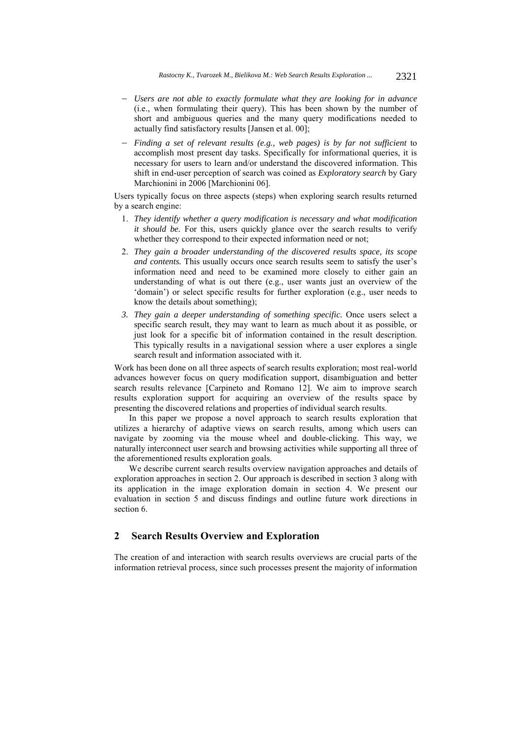- *Users are not able to exactly formulate what they are looking for in advance* (i.e., when formulating their query). This has been shown by the number of short and ambiguous queries and the many query modifications needed to actually find satisfactory results [Jansen et al. 00];
- *Finding a set of relevant results (e.g., web pages) is by far not sufficient* to accomplish most present day tasks. Specifically for informational queries, it is necessary for users to learn and/or understand the discovered information. This shift in end-user perception of search was coined as *Exploratory search* by Gary Marchionini in 2006 [Marchionini 06].

Users typically focus on three aspects (steps) when exploring search results returned by a search engine:

1. *They identify whether a query modification is necessary and what modification it should be.* For this, users quickly glance over the search results to verify whether they correspond to their expected information need or not;
2. *They gain a broader understanding of the discovered results space, its scope and contents.* This usually occurs once search results seem to satisfy the user's information need and need to be examined more closely to either gain an understanding of what is out there (e.g., user wants just an overview of the 'domain') or select specific results for further exploration (e.g., user needs to know the details about something);
3. *They gain a deeper understanding of something specific.* Once users select a specific search result, they may want to learn as much about it as possible, or just look for a specific bit of information contained in the result description. This typically results in a navigational session where a user explores a single search result and information associated with it.

Work has been done on all three aspects of search results exploration; most real-world advances however focus on query modification support, disambiguation and better search results relevance [Carpineto and Romano 12]. We aim to improve search results exploration support for acquiring an overview of the results space by presenting the discovered relations and properties of individual search results.

In this paper we propose a novel approach to search results exploration that utilizes a hierarchy of adaptive views on search results, among which users can navigate by zooming via the mouse wheel and double-clicking. This way, we naturally interconnect user search and browsing activities while supporting all three of the aforementioned results exploration goals.

We describe current search results overview navigation approaches and details of exploration approaches in section 2. Our approach is described in section 3 along with its application in the image exploration domain in section 4. We present our evaluation in section 5 and discuss findings and outline future work directions in section 6.

## 2 Search Results Overview and Exploration

The creation of and interaction with search results overviews are crucial parts of the information retrieval process, since such processes present the majority of information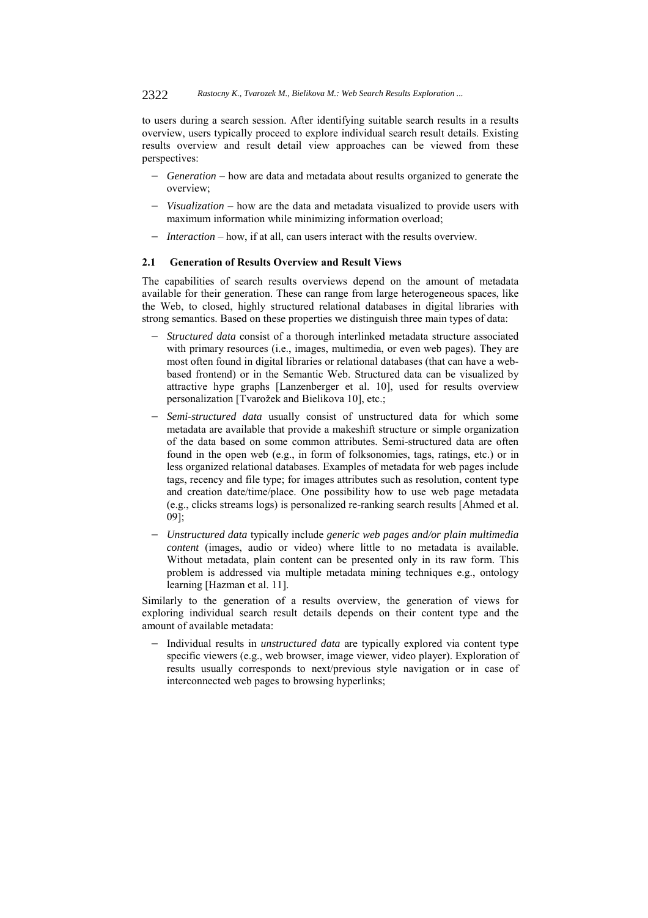to users during a search session. After identifying suitable search results in a results overview, users typically proceed to explore individual search result details. Existing results overview and result detail view approaches can be viewed from these perspectives:

- *Generation* – how are data and metadata about results organized to generate the overview;
- *Visualization* – how are the data and metadata visualized to provide users with maximum information while minimizing information overload;
- *Interaction* – how, if at all, can users interact with the results overview.

### 2.1 Generation of Results Overview and Result Views

The capabilities of search results overviews depend on the amount of metadata available for their generation. These can range from large heterogeneous spaces, like the Web, to closed, highly structured relational databases in digital libraries with strong semantics. Based on these properties we distinguish three main types of data:

- *Structured data* consist of a thorough interlinked metadata structure associated with primary resources (i.e., images, multimedia, or even web pages). They are most often found in digital libraries or relational databases (that can have a web-based frontend) or in the Semantic Web. Structured data can be visualized by attractive hype graphs [Lanzenberger et al. 10], used for results overview personalization [Tvarožek and Bielikova 10], etc.;
- *Semi-structured data* usually consist of unstructured data for which some metadata are available that provide a makeshift structure or simple organization of the data based on some common attributes. Semi-structured data are often found in the open web (e.g., in form of folksonomies, tags, ratings, etc.) or in less organized relational databases. Examples of metadata for web pages include tags, recency and file type; for images attributes such as resolution, content type and creation date/time/place. One possibility how to use web page metadata (e.g., clicks streams logs) is personalized re-ranking search results [Ahmed et al. 09];
- *Unstructured data* typically include *generic web pages and/or plain multimedia content* (images, audio or video) where little to no metadata is available. Without metadata, plain content can be presented only in its raw form. This problem is addressed via multiple metadata mining techniques e.g., ontology learning [Hazman et al. 11].

Similarly to the generation of a results overview, the generation of views for exploring individual search result details depends on their content type and the amount of available metadata:

- Individual results in *unstructured data* are typically explored via content type specific viewers (e.g., web browser, image viewer, video player). Exploration of results usually corresponds to next/previous style navigation or in case of interconnected web pages to browsing hyperlinks;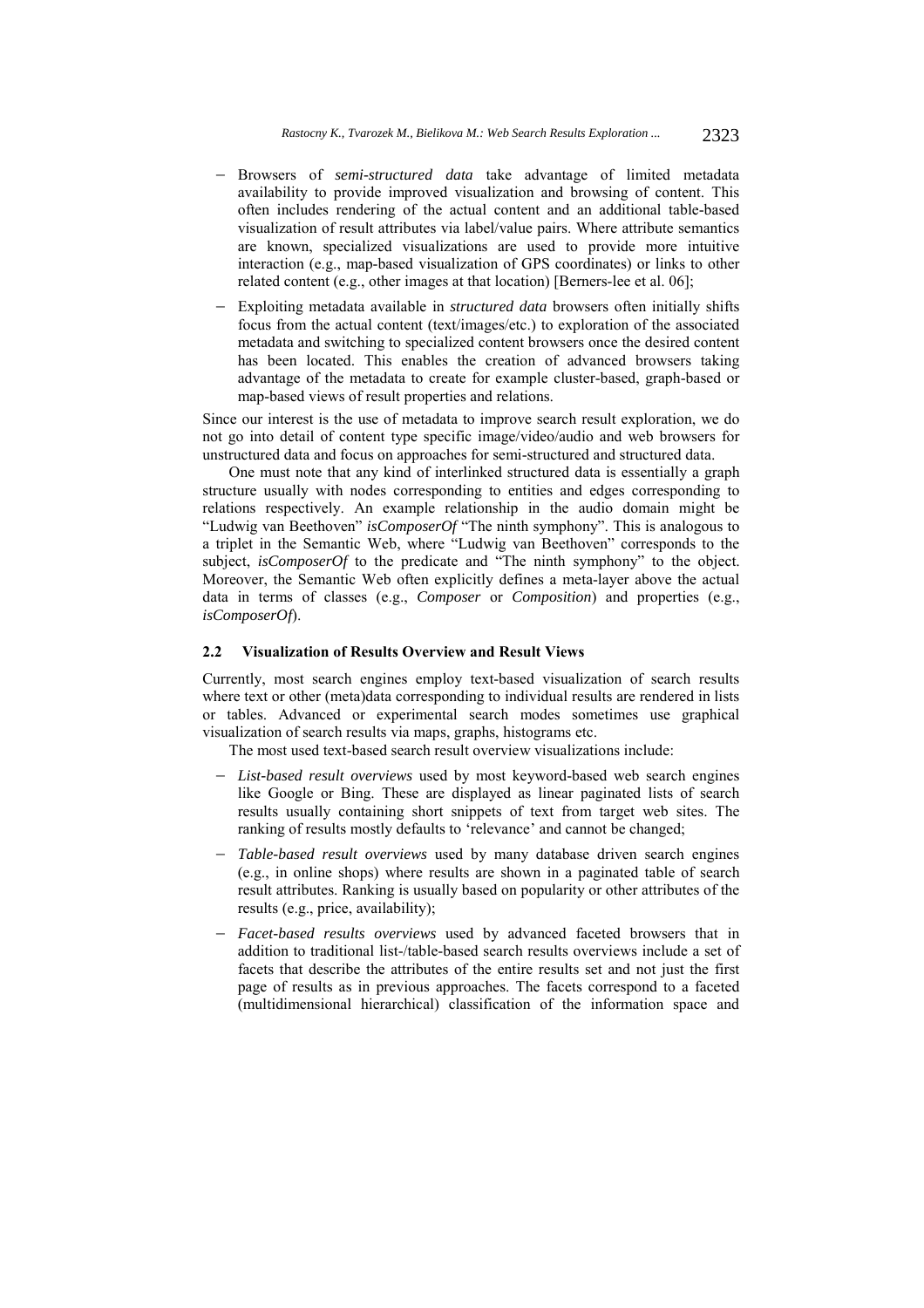- Browsers of *semi-structured data* take advantage of limited metadata availability to provide improved visualization and browsing of content. This often includes rendering of the actual content and an additional table-based visualization of result attributes via label/value pairs. Where attribute semantics are known, specialized visualizations are used to provide more intuitive interaction (e.g., map-based visualization of GPS coordinates) or links to other related content (e.g., other images at that location) [Berners-lee et al. 06];
- Exploiting metadata available in *structured data* browsers often initially shifts focus from the actual content (text/images/etc.) to exploration of the associated metadata and switching to specialized content browsers once the desired content has been located. This enables the creation of advanced browsers taking advantage of the metadata to create for example cluster-based, graph-based or map-based views of result properties and relations.

Since our interest is the use of metadata to improve search result exploration, we do not go into detail of content type specific image/video/audio and web browsers for unstructured data and focus on approaches for semi-structured and structured data.

One must note that any kind of interlinked structured data is essentially a graph structure usually with nodes corresponding to entities and edges corresponding to relations respectively. An example relationship in the audio domain might be "Ludwig van Beethoven" *isComposerOf* "The ninth symphony". This is analogous to a triplet in the Semantic Web, where "Ludwig van Beethoven" corresponds to the subject, *isComposerOf* to the predicate and "The ninth symphony" to the object. Moreover, the Semantic Web often explicitly defines a meta-layer above the actual data in terms of classes (e.g., *Composer* or *Composition*) and properties (e.g., *isComposerOf*).

### 2.2 Visualization of Results Overview and Result Views

Currently, most search engines employ text-based visualization of search results where text or other (meta)data corresponding to individual results are rendered in lists or tables. Advanced or experimental search modes sometimes use graphical visualization of search results via maps, graphs, histograms etc.

The most used text-based search result overview visualizations include:

- *List-based result overviews* used by most keyword-based web search engines like Google or Bing. These are displayed as linear paginated lists of search results usually containing short snippets of text from target web sites. The ranking of results mostly defaults to 'relevance' and cannot be changed;
- *Table-based result overviews* used by many database driven search engines (e.g., in online shops) where results are shown in a paginated table of search result attributes. Ranking is usually based on popularity or other attributes of the results (e.g., price, availability);
- *Facet-based results overviews* used by advanced faceted browsers that in addition to traditional list-/table-based search results overviews include a set of facets that describe the attributes of the entire results set and not just the first page of results as in previous approaches. The facets correspond to a faceted (multidimensional hierarchical) classification of the information space and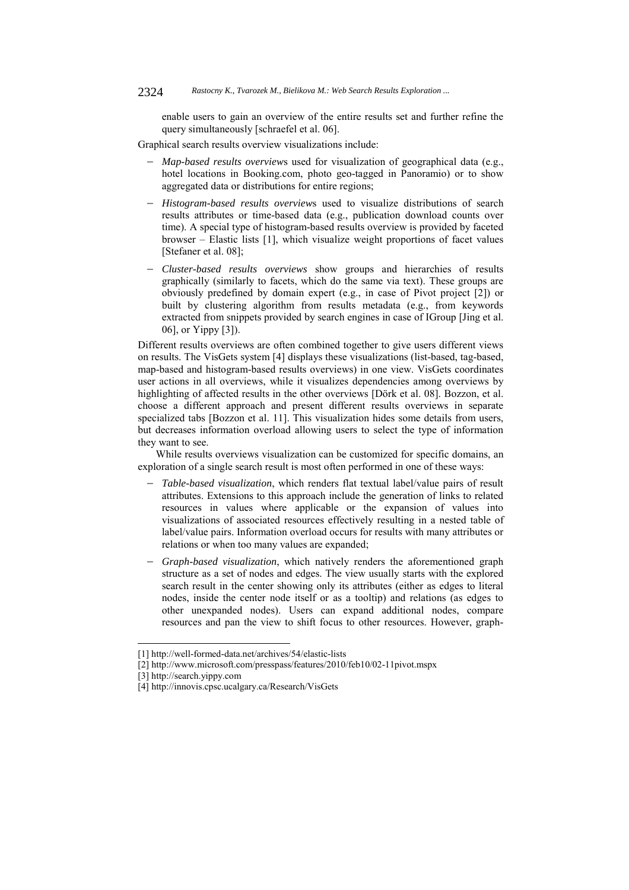enable users to gain an overview of the entire results set and further refine the query simultaneously [schraefel et al. 06].

Graphical search results overview visualizations include:

- *Map-based results overviews* used for visualization of geographical data (e.g., hotel locations in Booking.com, photo geo-tagged in Panoramio) or to show aggregated data or distributions for entire regions;
- *Histogram-based results overviews* used to visualize distributions of search results attributes or time-based data (e.g., publication download counts over time). A special type of histogram-based results overview is provided by faceted browser – Elastic lists [1], which visualize weight proportions of facet values [Stefaner et al. 08];
- *Cluster-based results overviews* show groups and hierarchies of results graphically (similarly to facets, which do the same via text). These groups are obviously predefined by domain expert (e.g., in case of Pivot project [2]) or built by clustering algorithm from results metadata (e.g., from keywords extracted from snippets provided by search engines in case of IGroup [Jing et al. 06], or Yippy [3]).

Different results overviews are often combined together to give users different views on results. The VisGets system [4] displays these visualizations (list-based, tag-based, map-based and histogram-based results overviews) in one view. VisGets coordinates user actions in all overviews, while it visualizes dependencies among overviews by highlighting of affected results in the other overviews [Dörk et al. 08]. Bozzon, et al. choose a different approach and present different results overviews in separate specialized tabs [Bozzon et al. 11]. This visualization hides some details from users, but decreases information overload allowing users to select the type of information they want to see.

While results overviews visualization can be customized for specific domains, an exploration of a single search result is most often performed in one of these ways:

- *Table-based visualization*, which renders flat textual label/value pairs of result attributes. Extensions to this approach include the generation of links to related resources in values where applicable or the expansion of values into visualizations of associated resources effectively resulting in a nested table of label/value pairs. Information overload occurs for results with many attributes or relations or when too many values are expanded;
- *Graph-based visualization*, which natively renders the aforementioned graph structure as a set of nodes and edges. The view usually starts with the explored search result in the center showing only its attributes (either as edges to literal nodes, inside the center node itself or as a tooltip) and relations (as edges to other unexpanded nodes). Users can expand additional nodes, compare resources and pan the view to shift focus to other resources. However, graph-

[1] http://well-formed-data.net/archives/54/elastic-lists

[2] http://www.microsoft.com/presspass/features/2010/feb10/02-11pivot.mspx

[3] http://search.yippy.com

[4] http://innovis.cpsc.ucalgary.ca/Research/VisGets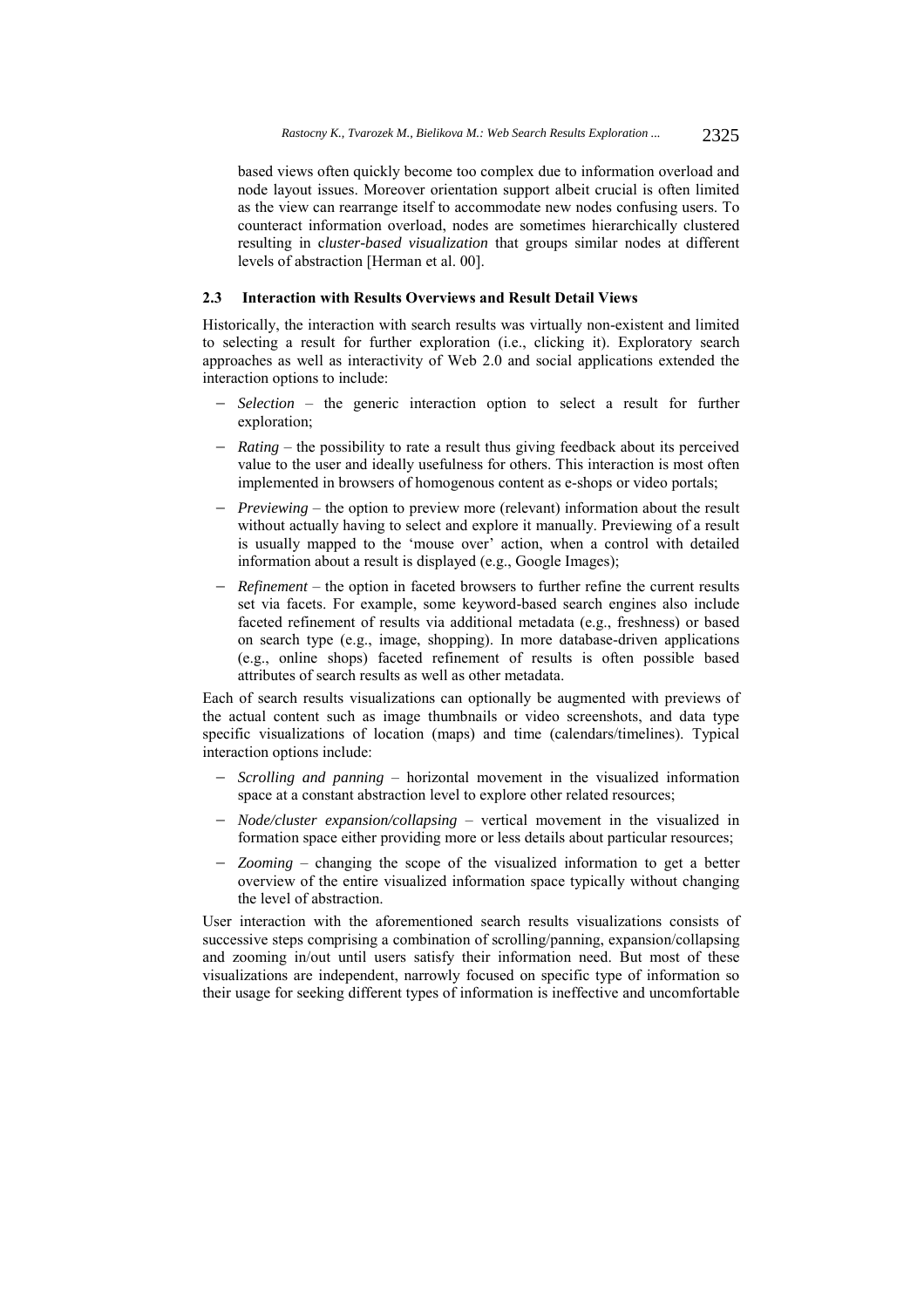based views often quickly become too complex due to information overload and node layout issues. Moreover orientation support albeit crucial is often limited as the view can rearrange itself to accommodate new nodes confusing users. To counteract information overload, nodes are sometimes hierarchically clustered resulting in c*luster-based visualization* that groups similar nodes at different levels of abstraction [Herman et al. 00].

### 2.3 Interaction with Results Overviews and Result Detail Views

Historically, the interaction with search results was virtually non-existent and limited to selecting a result for further exploration (i.e., clicking it). Exploratory search approaches as well as interactivity of Web 2.0 and social applications extended the interaction options to include:

- *Selection* – the generic interaction option to select a result for further exploration;
- *Rating* – the possibility to rate a result thus giving feedback about its perceived value to the user and ideally usefulness for others. This interaction is most often implemented in browsers of homogenous content as e-shops or video portals;
- *Previewing* – the option to preview more (relevant) information about the result without actually having to select and explore it manually. Previewing of a result is usually mapped to the 'mouse over' action, when a control with detailed information about a result is displayed (e.g., Google Images);
- *Refinement* – the option in faceted browsers to further refine the current results set via facets. For example, some keyword-based search engines also include faceted refinement of results via additional metadata (e.g., freshness) or based on search type (e.g., image, shopping). In more database-driven applications (e.g., online shops) faceted refinement of results is often possible based attributes of search results as well as other metadata.

Each of search results visualizations can optionally be augmented with previews of the actual content such as image thumbnails or video screenshots, and data type specific visualizations of location (maps) and time (calendars/timelines). Typical interaction options include:

- *Scrolling and panning* – horizontal movement in the visualized information space at a constant abstraction level to explore other related resources;
- *Node/cluster expansion/collapsing* – vertical movement in the visualized in formation space either providing more or less details about particular resources;
- *Zooming* – changing the scope of the visualized information to get a better overview of the entire visualized information space typically without changing the level of abstraction.

User interaction with the aforementioned search results visualizations consists of successive steps comprising a combination of scrolling/panning, expansion/collapsing and zooming in/out until users satisfy their information need. But most of these visualizations are independent, narrowly focused on specific type of information so their usage for seeking different types of information is ineffective and uncomfortable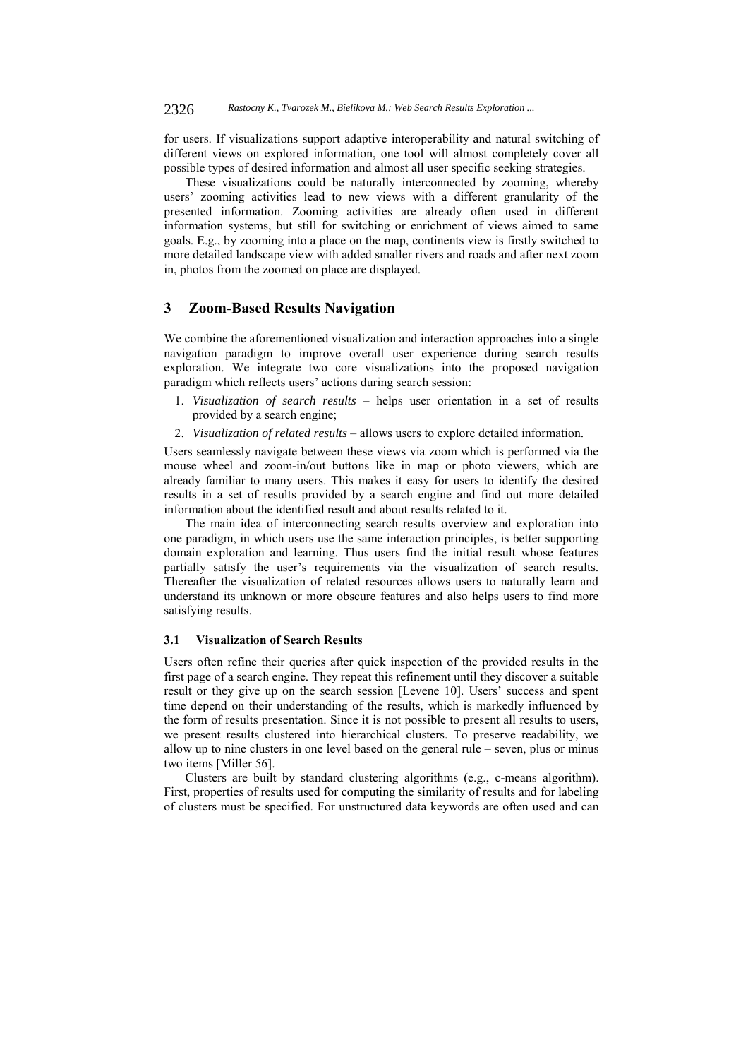for users. If visualizations support adaptive interoperability and natural switching of different views on explored information, one tool will almost completely cover all possible types of desired information and almost all user specific seeking strategies.

These visualizations could be naturally interconnected by zooming, whereby users' zooming activities lead to new views with a different granularity of the presented information. Zooming activities are already often used in different information systems, but still for switching or enrichment of views aimed to same goals. E.g., by zooming into a place on the map, continents view is firstly switched to more detailed landscape view with added smaller rivers and roads and after next zoom in, photos from the zoomed on place are displayed.

## 3 Zoom-Based Results Navigation

We combine the aforementioned visualization and interaction approaches into a single navigation paradigm to improve overall user experience during search results exploration. We integrate two core visualizations into the proposed navigation paradigm which reflects users' actions during search session:

1. *Visualization of search results* – helps user orientation in a set of results provided by a search engine;
2. *Visualization of related results* – allows users to explore detailed information.

Users seamlessly navigate between these views via zoom which is performed via the mouse wheel and zoom-in/out buttons like in map or photo viewers, which are already familiar to many users. This makes it easy for users to identify the desired results in a set of results provided by a search engine and find out more detailed information about the identified result and about results related to it.

The main idea of interconnecting search results overview and exploration into one paradigm, in which users use the same interaction principles, is better supporting domain exploration and learning. Thus users find the initial result whose features partially satisfy the user's requirements via the visualization of search results. Thereafter the visualization of related resources allows users to naturally learn and understand its unknown or more obscure features and also helps users to find more satisfying results.

### 3.1 Visualization of Search Results

Users often refine their queries after quick inspection of the provided results in the first page of a search engine. They repeat this refinement until they discover a suitable result or they give up on the search session [Levene 10]. Users' success and spent time depend on their understanding of the results, which is markedly influenced by the form of results presentation. Since it is not possible to present all results to users, we present results clustered into hierarchical clusters. To preserve readability, we allow up to nine clusters in one level based on the general rule – seven, plus or minus two items [Miller 56].

Clusters are built by standard clustering algorithms (e.g., c-means algorithm). First, properties of results used for computing the similarity of results and for labeling of clusters must be specified. For unstructured data keywords are often used and can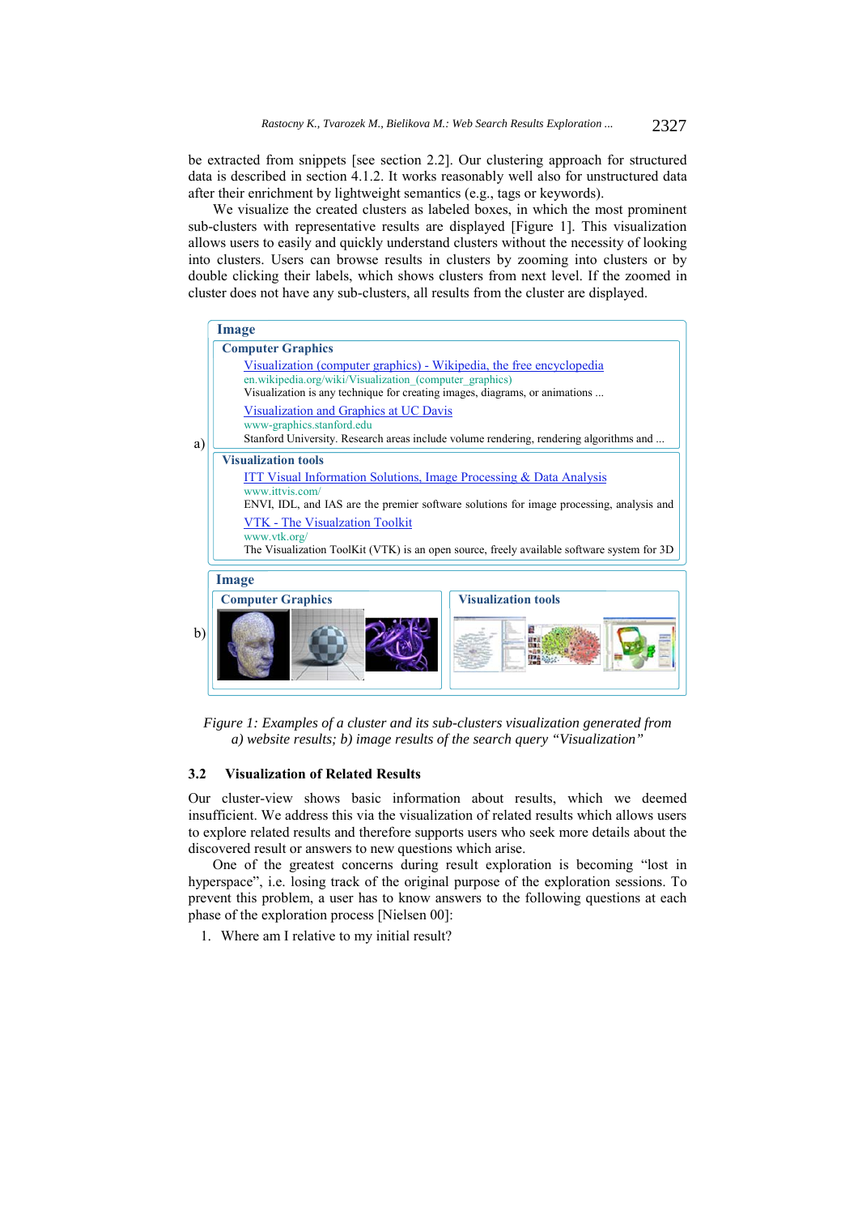be extracted from snippets [see section 2.2]. Our clustering approach for structured data is described in section 4.1.2. It works reasonably well also for unstructured data after their enrichment by lightweight semantics (e.g., tags or keywords).

We visualize the created clusters as labeled boxes, in which the most prominent sub-clusters with representative results are displayed [Figure 1]. This visualization allows users to easily and quickly understand clusters without the necessity of looking into clusters. Users can browse results in clusters by zooming into clusters or by double clicking their labels, which shows clusters from next level. If the zoomed in cluster does not have any sub-clusters, all results from the cluster are displayed.

a)

**Image**

**Computer Graphics**

Visualization (computer graphics) - Wikipedia, the free encyclopedia
en.wikipedia.org/wiki/Visualization_(computer_graphics)
Visualization is any technique for creating images, diagrams, or animations ...

Visualization and Graphics at UC Davis
www-graphics.stanford.edu
Stanford University. Research areas include volume rendering, rendering algorithms and ...

**Visualization tools**

ITT Visual Information Solutions, Image Processing & Data Analysis
www.ittvis.com/
ENVI, IDL, and IAS are the premier software solutions for image processing, analysis and

VTK - The Visualzation Toolkit
www.vtk.org/
The Visualization ToolKit (VTK) is an open source, freely available software system for 3D

b)

**Image**

**Computer Graphics** | **Visualization tools**

*Figure 1: Examples of a cluster and its sub-clusters visualization generated from a) website results; b) image results of the search query "Visualization"*

### 3.2 Visualization of Related Results

Our cluster-view shows basic information about results, which we deemed insufficient. We address this via the visualization of related results which allows users to explore related results and therefore supports users who seek more details about the discovered result or answers to new questions which arise.

One of the greatest concerns during result exploration is becoming "lost in hyperspace", i.e. losing track of the original purpose of the exploration sessions. To prevent this problem, a user has to know answers to the following questions at each phase of the exploration process [Nielsen 00]:

1. Where am I relative to my initial result?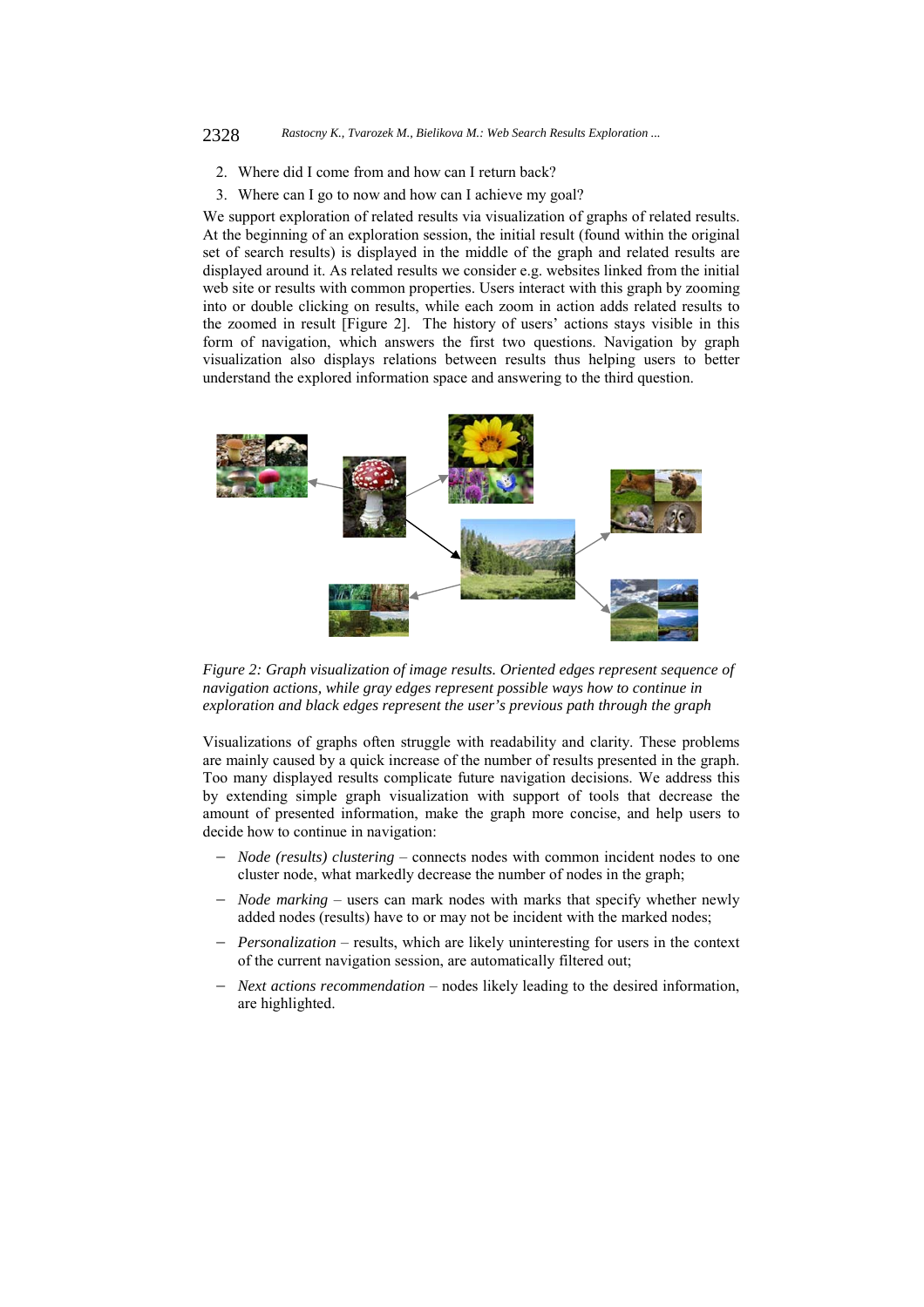2. Where did I come from and how can I return back?
3. Where can I go to now and how can I achieve my goal?

We support exploration of related results via visualization of graphs of related results. At the beginning of an exploration session, the initial result (found within the original set of search results) is displayed in the middle of the graph and related results are displayed around it. As related results we consider e.g. websites linked from the initial web site or results with common properties. Users interact with this graph by zooming into or double clicking on results, while each zoom in action adds related results to the zoomed in result [Figure 2]. The history of users' actions stays visible in this form of navigation, which answers the first two questions. Navigation by graph visualization also displays relations between results thus helping users to better understand the explored information space and answering to the third question.

*Figure 2: Graph visualization of image results. Oriented edges represent sequence of navigation actions, while gray edges represent possible ways how to continue in exploration and black edges represent the user's previous path through the graph*

Visualizations of graphs often struggle with readability and clarity. These problems are mainly caused by a quick increase of the number of results presented in the graph. Too many displayed results complicate future navigation decisions. We address this by extending simple graph visualization with support of tools that decrease the amount of presented information, make the graph more concise, and help users to decide how to continue in navigation:

- *Node (results) clustering* – connects nodes with common incident nodes to one cluster node, what markedly decrease the number of nodes in the graph;
- *Node marking* – users can mark nodes with marks that specify whether newly added nodes (results) have to or may not be incident with the marked nodes;
- *Personalization* – results, which are likely uninteresting for users in the context of the current navigation session, are automatically filtered out;
- *Next actions recommendation* – nodes likely leading to the desired information, are highlighted.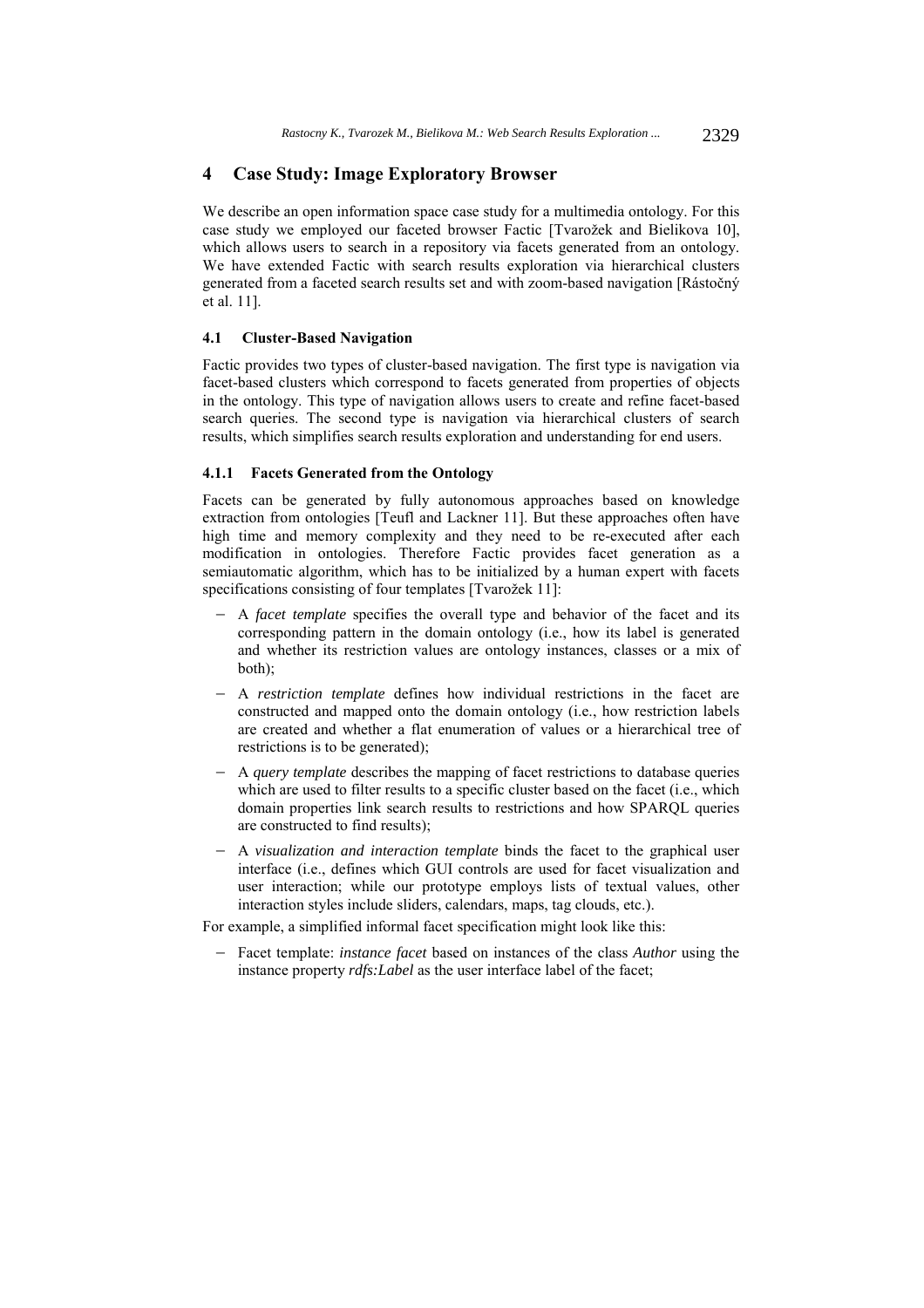# 4 Case Study: Image Exploratory Browser

We describe an open information space case study for a multimedia ontology. For this case study we employed our faceted browser Factic [Tvarožek and Bielikova 10], which allows users to search in a repository via facets generated from an ontology. We have extended Factic with search results exploration via hierarchical clusters generated from a faceted search results set and with zoom-based navigation [Rástočný et al. 11].

## 4.1 Cluster-Based Navigation

Factic provides two types of cluster-based navigation. The first type is navigation via facet-based clusters which correspond to facets generated from properties of objects in the ontology. This type of navigation allows users to create and refine facet-based search queries. The second type is navigation via hierarchical clusters of search results, which simplifies search results exploration and understanding for end users.

### 4.1.1 Facets Generated from the Ontology

Facets can be generated by fully autonomous approaches based on knowledge extraction from ontologies [Teufl and Lackner 11]. But these approaches often have high time and memory complexity and they need to be re-executed after each modification in ontologies. Therefore Factic provides facet generation as a semiautomatic algorithm, which has to be initialized by a human expert with facets specifications consisting of four templates [Tvarožek 11]:

- A *facet template* specifies the overall type and behavior of the facet and its corresponding pattern in the domain ontology (i.e., how its label is generated and whether its restriction values are ontology instances, classes or a mix of both);
- A *restriction template* defines how individual restrictions in the facet are constructed and mapped onto the domain ontology (i.e., how restriction labels are created and whether a flat enumeration of values or a hierarchical tree of restrictions is to be generated);
- A *query template* describes the mapping of facet restrictions to database queries which are used to filter results to a specific cluster based on the facet (i.e., which domain properties link search results to restrictions and how SPARQL queries are constructed to find results);
- A *visualization and interaction template* binds the facet to the graphical user interface (i.e., defines which GUI controls are used for facet visualization and user interaction; while our prototype employs lists of textual values, other interaction styles include sliders, calendars, maps, tag clouds, etc.).

For example, a simplified informal facet specification might look like this:

- Facet template: *instance facet* based on instances of the class *Author* using the instance property *rdfs:Label* as the user interface label of the facet;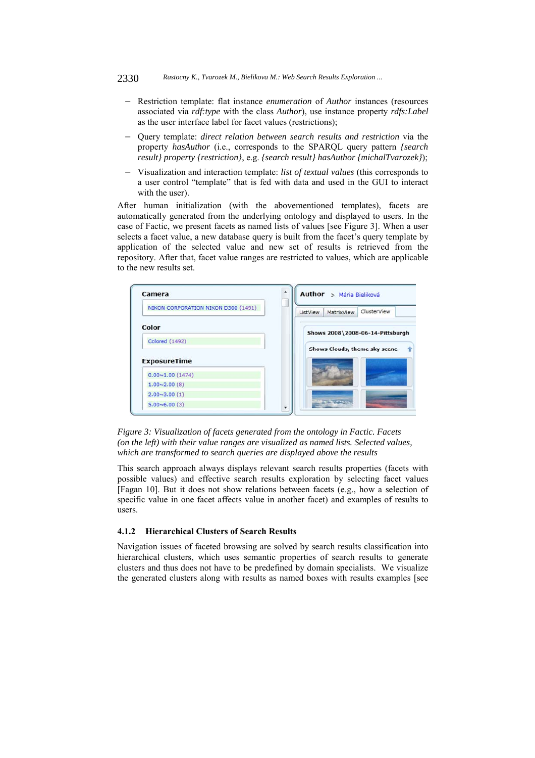- Restriction template: flat instance *enumeration* of *Author* instances (resources associated via *rdf:type* with the class *Author*), use instance property *rdfs:Label* as the user interface label for facet values (restrictions);
- Query template: *direct relation between search results and restriction* via the property *hasAuthor* (i.e., corresponds to the SPARQL query pattern *{search result} property {restriction}*, e.g. *{search result} hasAuthor {michalTvarozek}*);
- Visualization and interaction template: *list of textual values* (this corresponds to a user control "template" that is fed with data and used in the GUI to interact with the user).

After human initialization (with the abovementioned templates), facets are automatically generated from the underlying ontology and displayed to users. In the case of Factic, we present facets as named lists of values [see Figure 3]. When a user selects a facet value, a new database query is built from the facet's query template by application of the selected value and new set of results is retrieved from the repository. After that, facet value ranges are restricted to values, which are applicable to the new results set.

*Figure 3: Visualization of facets generated from the ontology in Factic. Facets (on the left) with their value ranges are visualized as named lists. Selected values, which are transformed to search queries are displayed above the results*

This search approach always displays relevant search results properties (facets with possible values) and effective search results exploration by selecting facet values [Fagan 10]. But it does not show relations between facets (e.g., how a selection of specific value in one facet affects value in another facet) and examples of results to users.

### 4.1.2 Hierarchical Clusters of Search Results

Navigation issues of faceted browsing are solved by search results classification into hierarchical clusters, which uses semantic properties of search results to generate clusters and thus does not have to be predefined by domain specialists. We visualize the generated clusters along with results as named boxes with results examples [see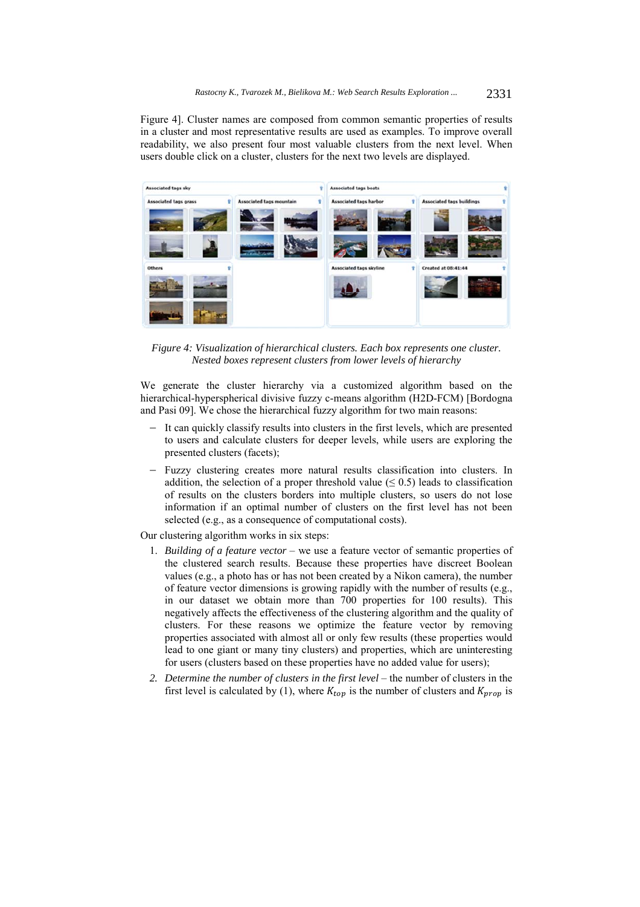Figure 4]. Cluster names are composed from common semantic properties of results in a cluster and most representative results are used as examples. To improve overall readability, we also present four most valuable clusters from the next level. When users double click on a cluster, clusters for the next two levels are displayed.

*Figure 4: Visualization of hierarchical clusters. Each box represents one cluster. Nested boxes represent clusters from lower levels of hierarchy*

We generate the cluster hierarchy via a customized algorithm based on the hierarchical-hyperspherical divisive fuzzy c-means algorithm (H2D-FCM) [Bordogna and Pasi 09]. We chose the hierarchical fuzzy algorithm for two main reasons:

- It can quickly classify results into clusters in the first levels, which are presented to users and calculate clusters for deeper levels, while users are exploring the presented clusters (facets);
- Fuzzy clustering creates more natural results classification into clusters. In addition, the selection of a proper threshold value (≤ 0.5) leads to classification of results on the clusters borders into multiple clusters, so users do not lose information if an optimal number of clusters on the first level has not been selected (e.g., as a consequence of computational costs).

Our clustering algorithm works in six steps:

1. *Building of a feature vector* – we use a feature vector of semantic properties of the clustered search results. Because these properties have discreet Boolean values (e.g., a photo has or has not been created by a Nikon camera), the number of feature vector dimensions is growing rapidly with the number of results (e.g., in our dataset we obtain more than 700 properties for 100 results). This negatively affects the effectiveness of the clustering algorithm and the quality of clusters. For these reasons we optimize the feature vector by removing properties associated with almost all or only few results (these properties would lead to one giant or many tiny clusters) and properties, which are uninteresting for users (clusters based on these properties have no added value for users);
2. *Determine the number of clusters in the first level* – the number of clusters in the first level is calculated by (1), where $K_{top}$ is the number of clusters and $K_{prop}$ is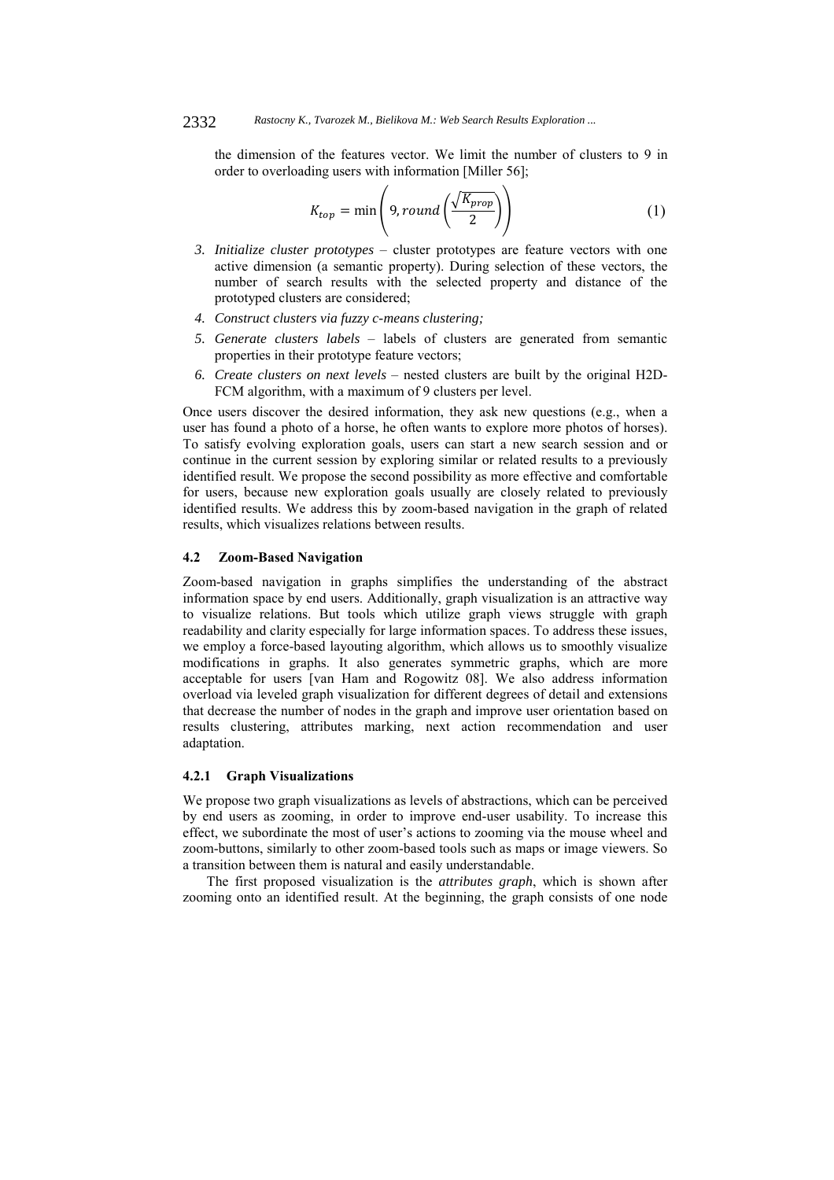the dimension of the features vector. We limit the number of clusters to 9 in order to overloading users with information [Miller 56];

$$K_{top} = \min\left(9, round\left(\frac{\sqrt{K_{prop}}}{2}\right)\right) \quad (1)$$

3. *Initialize cluster prototypes* – cluster prototypes are feature vectors with one active dimension (a semantic property). During selection of these vectors, the number of search results with the selected property and distance of the prototyped clusters are considered;
4. *Construct clusters via fuzzy c-means clustering;*
5. *Generate clusters labels* – labels of clusters are generated from semantic properties in their prototype feature vectors;
6. *Create clusters on next levels* – nested clusters are built by the original H2D-FCM algorithm, with a maximum of 9 clusters per level.

Once users discover the desired information, they ask new questions (e.g., when a user has found a photo of a horse, he often wants to explore more photos of horses). To satisfy evolving exploration goals, users can start a new search session and or continue in the current session by exploring similar or related results to a previously identified result. We propose the second possibility as more effective and comfortable for users, because new exploration goals usually are closely related to previously identified results. We address this by zoom-based navigation in the graph of related results, which visualizes relations between results.

### 4.2 Zoom-Based Navigation

Zoom-based navigation in graphs simplifies the understanding of the abstract information space by end users. Additionally, graph visualization is an attractive way to visualize relations. But tools which utilize graph views struggle with graph readability and clarity especially for large information spaces. To address these issues, we employ a force-based layouting algorithm, which allows us to smoothly visualize modifications in graphs. It also generates symmetric graphs, which are more acceptable for users [van Ham and Rogowitz 08]. We also address information overload via leveled graph visualization for different degrees of detail and extensions that decrease the number of nodes in the graph and improve user orientation based on results clustering, attributes marking, next action recommendation and user adaptation.

#### 4.2.1 Graph Visualizations

We propose two graph visualizations as levels of abstractions, which can be perceived by end users as zooming, in order to improve end-user usability. To increase this effect, we subordinate the most of user's actions to zooming via the mouse wheel and zoom-buttons, similarly to other zoom-based tools such as maps or image viewers. So a transition between them is natural and easily understandable.

The first proposed visualization is the *attributes graph*, which is shown after zooming onto an identified result. At the beginning, the graph consists of one node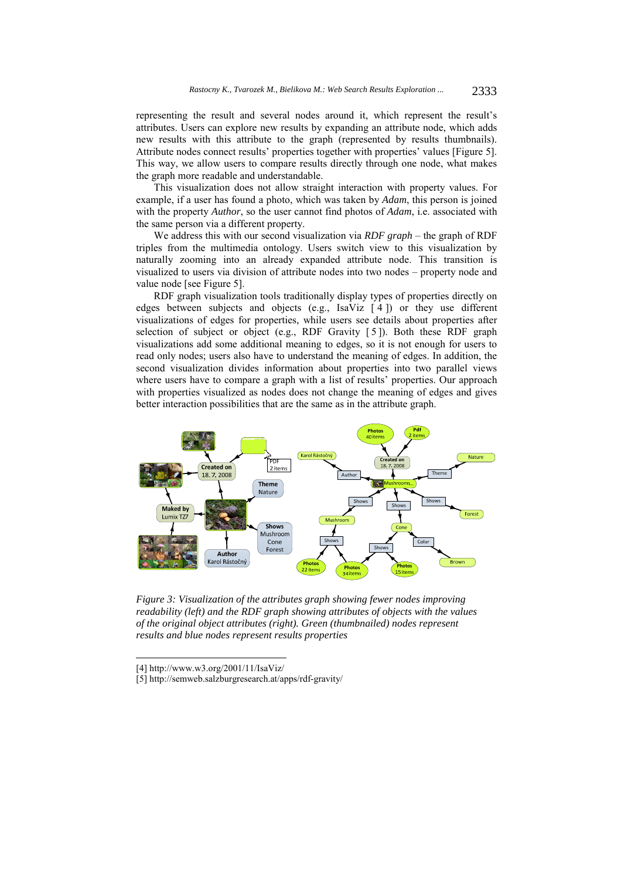representing the result and several nodes around it, which represent the result's attributes. Users can explore new results by expanding an attribute node, which adds new results with this attribute to the graph (represented by results thumbnails). Attribute nodes connect results' properties together with properties' values [Figure 5]. This way, we allow users to compare results directly through one node, what makes the graph more readable and understandable.

This visualization does not allow straight interaction with property values. For example, if a user has found a photo, which was taken by *Adam*, this person is joined with the property *Author*, so the user cannot find photos of *Adam*, i.e. associated with the same person via a different property.

We address this with our second visualization via *RDF graph* – the graph of RDF triples from the multimedia ontology. Users switch view to this visualization by naturally zooming into an already expanded attribute node. This transition is visualized to users via division of attribute nodes into two nodes – property node and value node [see Figure 5].

RDF graph visualization tools traditionally display types of properties directly on edges between subjects and objects (e.g., IsaViz [4]) or they use different visualizations of edges for properties, while users see details about properties after selection of subject or object (e.g., RDF Gravity [5]). Both these RDF graph visualizations add some additional meaning to edges, so it is not enough for users to read only nodes; users also have to understand the meaning of edges. In addition, the second visualization divides information about properties into two parallel views where users have to compare a graph with a list of results' properties. Our approach with properties visualized as nodes does not change the meaning of edges and gives better interaction possibilities that are the same as in the attribute graph.

*Figure 3: Visualization of the attributes graph showing fewer nodes improving readability (left) and the RDF graph showing attributes of objects with the values of the original object attributes (right). Green (thumbnailed) nodes represent results and blue nodes represent results properties*

[4] http://www.w3.org/2001/11/IsaViz/

[5] http://semweb.salzburgresearch.at/apps/rdf-gravity/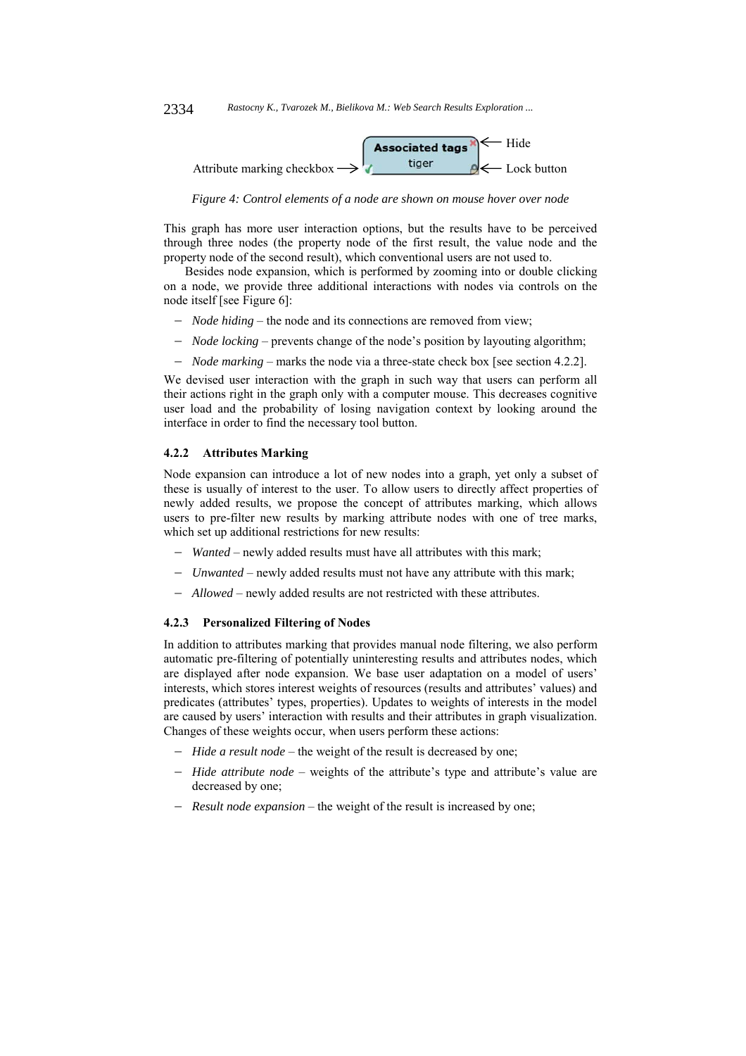Figure 4: Control elements of a node are shown on mouse hover over node

This graph has more user interaction options, but the results have to be perceived through three nodes (the property node of the first result, the value node and the property node of the second result), which conventional users are not used to.

Besides node expansion, which is performed by zooming into or double clicking on a node, we provide three additional interactions with nodes via controls on the node itself [see Figure 6]:

- *Node hiding* – the node and its connections are removed from view;
- *Node locking* – prevents change of the node's position by layouting algorithm;
- *Node marking* – marks the node via a three-state check box [see section 4.2.2].

We devised user interaction with the graph in such way that users can perform all their actions right in the graph only with a computer mouse. This decreases cognitive user load and the probability of losing navigation context by looking around the interface in order to find the necessary tool button.

#### 4.2.2 Attributes Marking

Node expansion can introduce a lot of new nodes into a graph, yet only a subset of these is usually of interest to the user. To allow users to directly affect properties of newly added results, we propose the concept of attributes marking, which allows users to pre-filter new results by marking attribute nodes with one of tree marks, which set up additional restrictions for new results:

- *Wanted* – newly added results must have all attributes with this mark;
- *Unwanted* – newly added results must not have any attribute with this mark;
- *Allowed* – newly added results are not restricted with these attributes.

#### 4.2.3 Personalized Filtering of Nodes

In addition to attributes marking that provides manual node filtering, we also perform automatic pre-filtering of potentially uninteresting results and attributes nodes, which are displayed after node expansion. We base user adaptation on a model of users' interests, which stores interest weights of resources (results and attributes' values) and predicates (attributes' types, properties). Updates to weights of interests in the model are caused by users' interaction with results and their attributes in graph visualization. Changes of these weights occur, when users perform these actions:

- *Hide a result node* – the weight of the result is decreased by one;
- *Hide attribute node* – weights of the attribute's type and attribute's value are decreased by one;
- *Result node expansion* – the weight of the result is increased by one;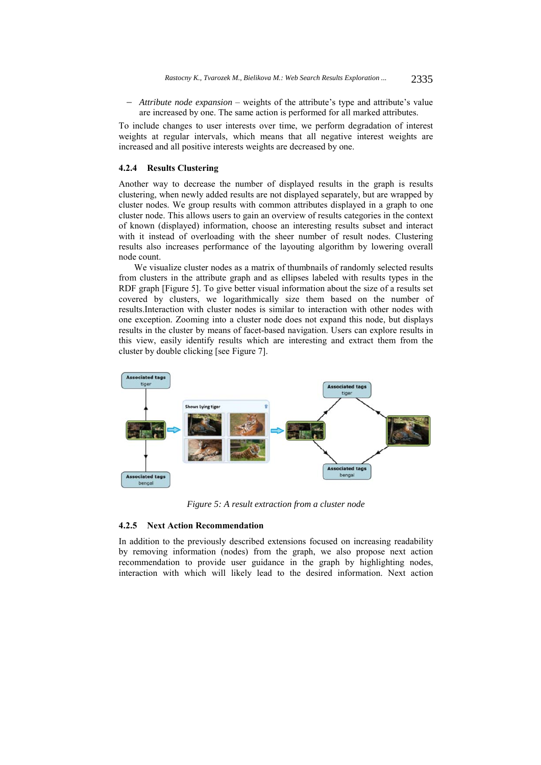- *Attribute node expansion* – weights of the attribute's type and attribute's value are increased by one. The same action is performed for all marked attributes.

To include changes to user interests over time, we perform degradation of interest weights at regular intervals, which means that all negative interest weights are increased and all positive interests weights are decreased by one.

#### 4.2.4 Results Clustering

Another way to decrease the number of displayed results in the graph is results clustering, when newly added results are not displayed separately, but are wrapped by cluster nodes. We group results with common attributes displayed in a graph to one cluster node. This allows users to gain an overview of results categories in the context of known (displayed) information, choose an interesting results subset and interact with it instead of overloading with the sheer number of result nodes. Clustering results also increases performance of the layouting algorithm by lowering overall node count.

We visualize cluster nodes as a matrix of thumbnails of randomly selected results from clusters in the attribute graph and as ellipses labeled with results types in the RDF graph [Figure 5]. To give better visual information about the size of a results set covered by clusters, we logarithmically size them based on the number of results.Interaction with cluster nodes is similar to interaction with other nodes with one exception. Zooming into a cluster node does not expand this node, but displays results in the cluster by means of facet-based navigation. Users can explore results in this view, easily identify results which are interesting and extract them from the cluster by double clicking [see Figure 7].

*Figure 5: A result extraction from a cluster node*

#### 4.2.5 Next Action Recommendation

In addition to the previously described extensions focused on increasing readability by removing information (nodes) from the graph, we also propose next action recommendation to provide user guidance in the graph by highlighting nodes, interaction with which will likely lead to the desired information. Next action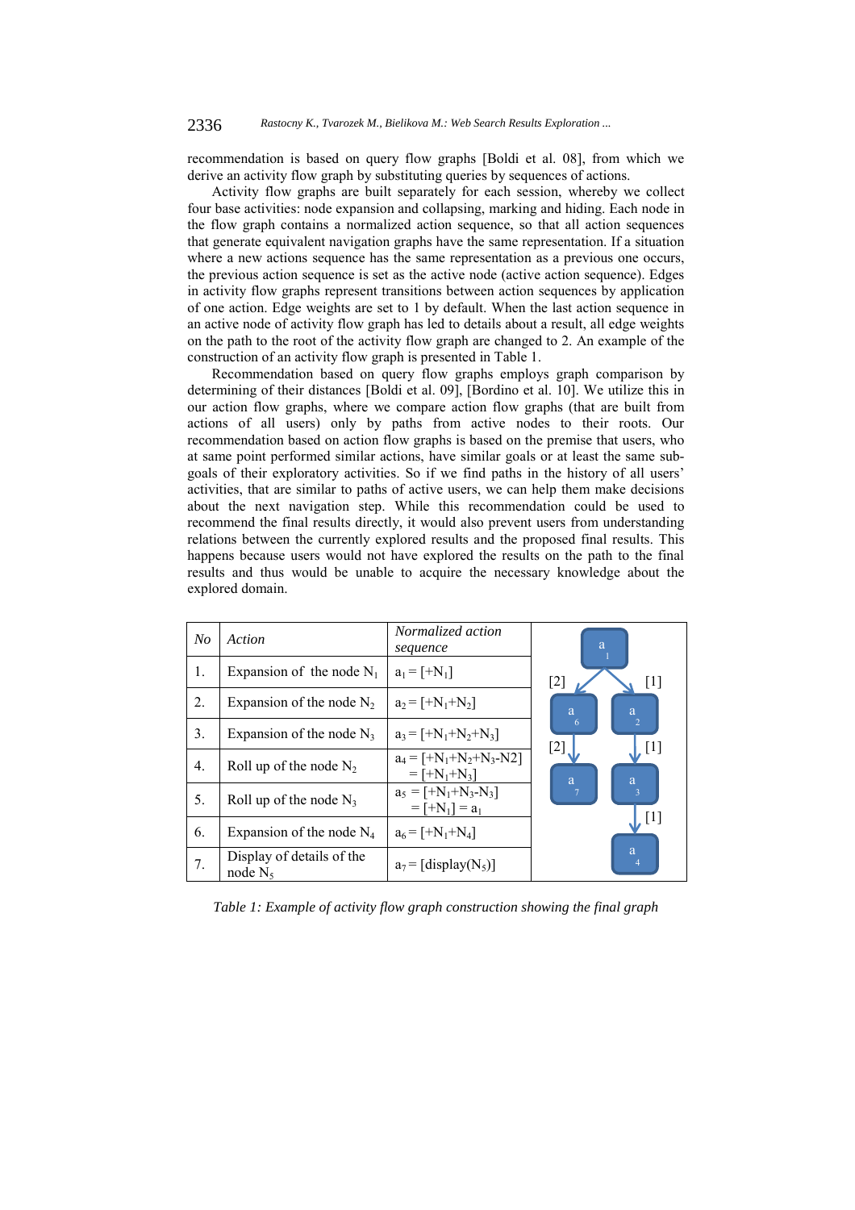recommendation is based on query flow graphs [Boldi et al. 08], from which we derive an activity flow graph by substituting queries by sequences of actions.

Activity flow graphs are built separately for each session, whereby we collect four base activities: node expansion and collapsing, marking and hiding. Each node in the flow graph contains a normalized action sequence, so that all action sequences that generate equivalent navigation graphs have the same representation. If a situation where a new actions sequence has the same representation as a previous one occurs, the previous action sequence is set as the active node (active action sequence). Edges in activity flow graphs represent transitions between action sequences by application of one action. Edge weights are set to 1 by default. When the last action sequence in an active node of activity flow graph has led to details about a result, all edge weights on the path to the root of the activity flow graph are changed to 2. An example of the construction of an activity flow graph is presented in Table 1.

Recommendation based on query flow graphs employs graph comparison by determining of their distances [Boldi et al. 09], [Bordino et al. 10]. We utilize this in our action flow graphs, where we compare action flow graphs (that are built from actions of all users) only by paths from active nodes to their roots. Our recommendation based on action flow graphs is based on the premise that users, who at same point performed similar actions, have similar goals or at least the same sub-goals of their exploratory activities. So if we find paths in the history of all users' activities, that are similar to paths of active users, we can help them make decisions about the next navigation step. While this recommendation could be used to recommend the final results directly, it would also prevent users from understanding relations between the currently explored results and the proposed final results. This happens because users would not have explored the results on the path to the final results and thus would be unable to acquire the necessary knowledge about the explored domain.

| *No* | *Action* | *Normalized action sequence* |
|---|---|---|
| 1. | Expansion of the node $N_1$ | $a_1 = [+N_1]$ |
| 2. | Expansion of the node $N_2$ | $a_2 = [+N_1+N_2]$ |
| 3. | Expansion of the node $N_3$ | $a_3 = [+N_1+N_2+N_3]$ |
| 4. | Roll up of the node $N_2$ | $a_4 = [+N_1+N_2+N_3\text{-}N2] = [+N_1+N_3]$ |
| 5. | Roll up of the node $N_3$ | $a_5 = [+N_1+N_3\text{-}N_3] = [+N_1] = a_1$ |
| 6. | Expansion of the node $N_4$ | $a_6 = [+N_1+N_4]$ |
| 7. | Display of details of the node $N_5$ | $a_7 = [\text{display}(N_5)]$ |

Final graph: $a_1 \xrightarrow{[2]} a_6 \xrightarrow{[2]} a_7$; $a_1 \xrightarrow{[1]} a_2 \xrightarrow{[1]} a_3 \xrightarrow{[1]} a_4$

*Table 1: Example of activity flow graph construction showing the final graph*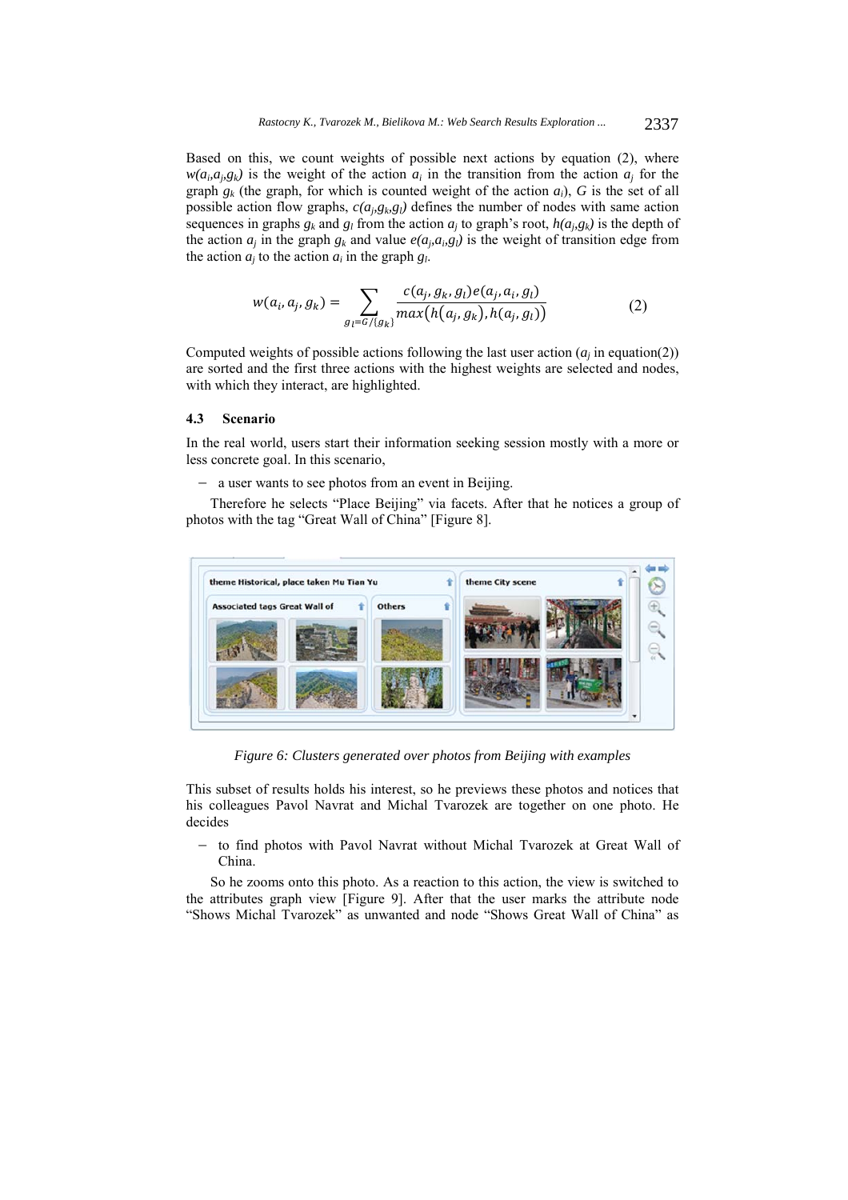Based on this, we count weights of possible next actions by equation (2), where $w(a_i,a_j,g_k)$ is the weight of the action $a_i$ in the transition from the action $a_j$ for the graph $g_k$ (the graph, for which is counted weight of the action $a_i$), $G$ is the set of all possible action flow graphs, $c(a_j,g_k,g_l)$ defines the number of nodes with same action sequences in graphs $g_k$ and $g_l$ from the action $a_j$ to graph's root, $h(a_j,g_k)$ is the depth of the action $a_j$ in the graph $g_k$ and value $e(a_j,a_i,g_l)$ is the weight of transition edge from the action $a_j$ to the action $a_i$ in the graph $g_l$.

$$w(a_i, a_j, g_k) = \sum_{g_l = G/\{g_k\}} \frac{c(a_j, g_k, g_l)e(a_j, a_i, g_l)}{max\big(h(a_j, g_k), h(a_j, g_l)\big)} \qquad (2)$$

Computed weights of possible actions following the last user action ($a_j$ in equation(2)) are sorted and the first three actions with the highest weights are selected and nodes, with which they interact, are highlighted.

### 4.3 Scenario

In the real world, users start their information seeking session mostly with a more or less concrete goal. In this scenario,

- a user wants to see photos from an event in Beijing.

Therefore he selects "Place Beijing" via facets. After that he notices a group of photos with the tag "Great Wall of China" [Figure 8].

*Figure 6: Clusters generated over photos from Beijing with examples*

This subset of results holds his interest, so he previews these photos and notices that his colleagues Pavol Navrat and Michal Tvarozek are together on one photo. He decides

- to find photos with Pavol Navrat without Michal Tvarozek at Great Wall of China.

So he zooms onto this photo. As a reaction to this action, the view is switched to the attributes graph view [Figure 9]. After that the user marks the attribute node "Shows Michal Tvarozek" as unwanted and node "Shows Great Wall of China" as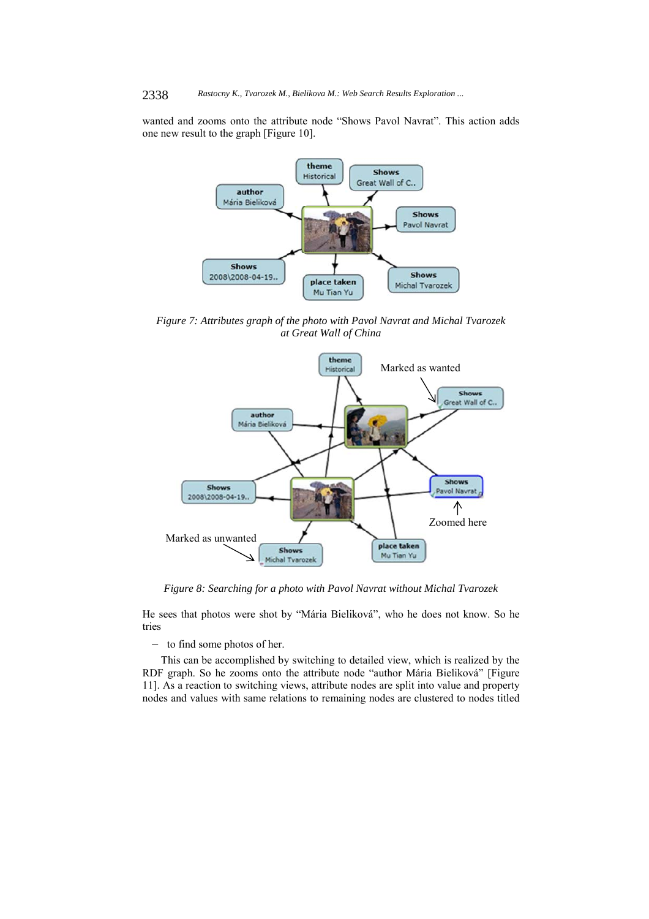wanted and zooms onto the attribute node "Shows Pavol Navrat". This action adds one new result to the graph [Figure 10].

*Figure 7: Attributes graph of the photo with Pavol Navrat and Michal Tvarozek at Great Wall of China*

*Figure 8: Searching for a photo with Pavol Navrat without Michal Tvarozek*

He sees that photos were shot by "Mária Bieliková", who he does not know. So he tries

- to find some photos of her.

This can be accomplished by switching to detailed view, which is realized by the RDF graph. So he zooms onto the attribute node "author Mária Bieliková" [Figure 11]. As a reaction to switching views, attribute nodes are split into value and property nodes and values with same relations to remaining nodes are clustered to nodes titled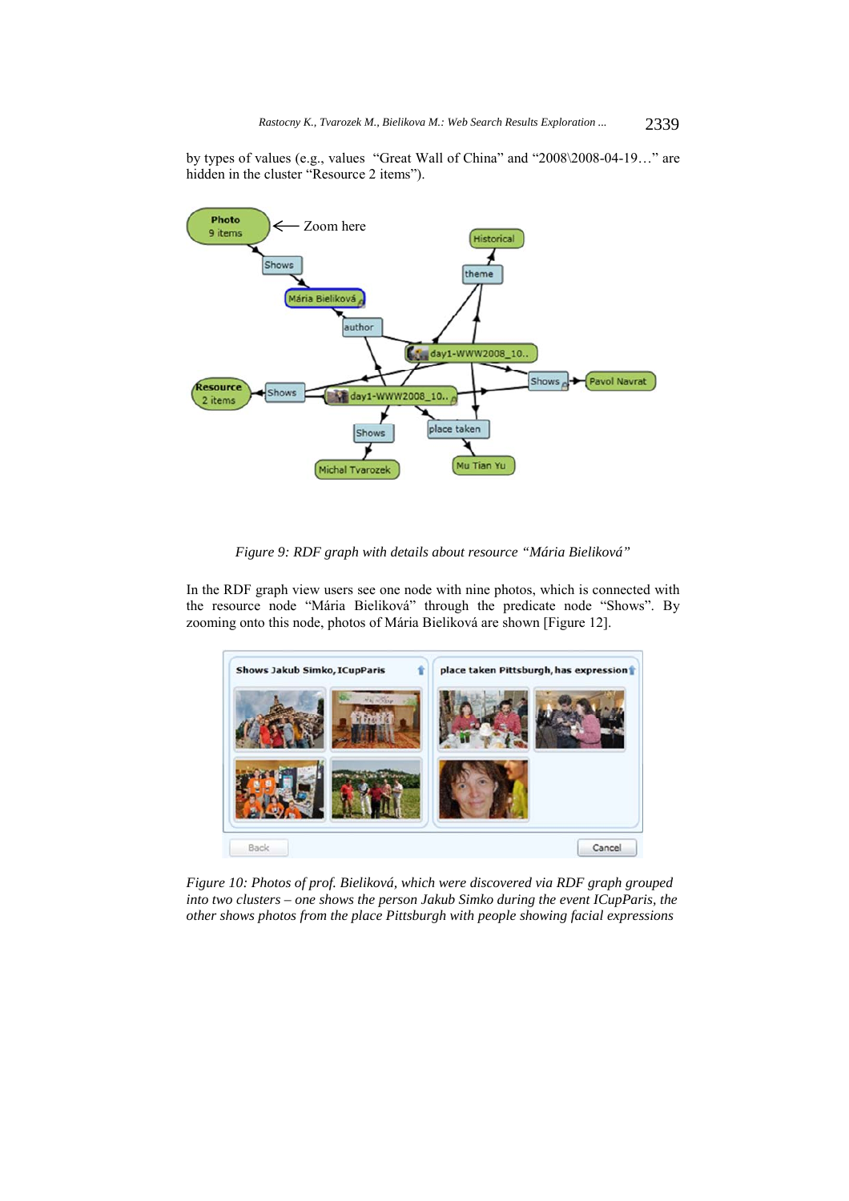by types of values (e.g., values "Great Wall of China" and "2008\2008-04-19…" are hidden in the cluster "Resource 2 items").

*Figure 9: RDF graph with details about resource "Mária Bieliková"*

In the RDF graph view users see one node with nine photos, which is connected with the resource node "Mária Bieliková" through the predicate node "Shows". By zooming onto this node, photos of Mária Bieliková are shown [Figure 12].

*Figure 10: Photos of prof. Bieliková, which were discovered via RDF graph grouped into two clusters – one shows the person Jakub Simko during the event ICupParis, the other shows photos from the place Pittsburgh with people showing facial expressions*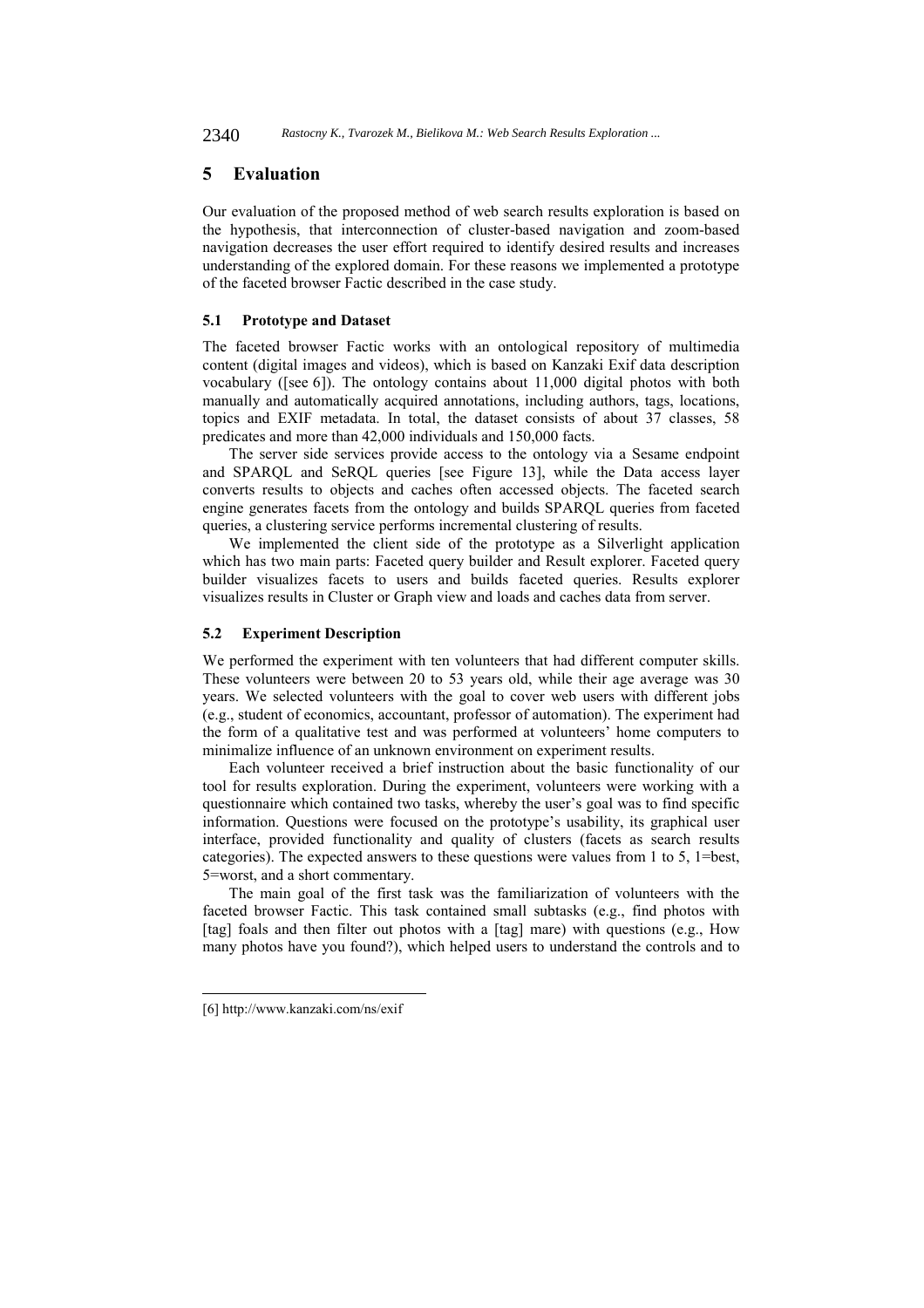## 5 Evaluation

Our evaluation of the proposed method of web search results exploration is based on the hypothesis, that interconnection of cluster-based navigation and zoom-based navigation decreases the user effort required to identify desired results and increases understanding of the explored domain. For these reasons we implemented a prototype of the faceted browser Factic described in the case study.

### 5.1 Prototype and Dataset

The faceted browser Factic works with an ontological repository of multimedia content (digital images and videos), which is based on Kanzaki Exif data description vocabulary ([see 6]). The ontology contains about 11,000 digital photos with both manually and automatically acquired annotations, including authors, tags, locations, topics and EXIF metadata. In total, the dataset consists of about 37 classes, 58 predicates and more than 42,000 individuals and 150,000 facts.

The server side services provide access to the ontology via a Sesame endpoint and SPARQL and SeRQL queries [see Figure 13], while the Data access layer converts results to objects and caches often accessed objects. The faceted search engine generates facets from the ontology and builds SPARQL queries from faceted queries, a clustering service performs incremental clustering of results.

We implemented the client side of the prototype as a Silverlight application which has two main parts: Faceted query builder and Result explorer. Faceted query builder visualizes facets to users and builds faceted queries. Results explorer visualizes results in Cluster or Graph view and loads and caches data from server.

### 5.2 Experiment Description

We performed the experiment with ten volunteers that had different computer skills. These volunteers were between 20 to 53 years old, while their age average was 30 years. We selected volunteers with the goal to cover web users with different jobs (e.g., student of economics, accountant, professor of automation). The experiment had the form of a qualitative test and was performed at volunteers' home computers to minimalize influence of an unknown environment on experiment results.

Each volunteer received a brief instruction about the basic functionality of our tool for results exploration. During the experiment, volunteers were working with a questionnaire which contained two tasks, whereby the user's goal was to find specific information. Questions were focused on the prototype's usability, its graphical user interface, provided functionality and quality of clusters (facets as search results categories). The expected answers to these questions were values from 1 to 5, 1=best, 5=worst, and a short commentary.

The main goal of the first task was the familiarization of volunteers with the faceted browser Factic. This task contained small subtasks (e.g., find photos with [tag] foals and then filter out photos with a [tag] mare) with questions (e.g., How many photos have you found?), which helped users to understand the controls and to

[6] http://www.kanzaki.com/ns/exif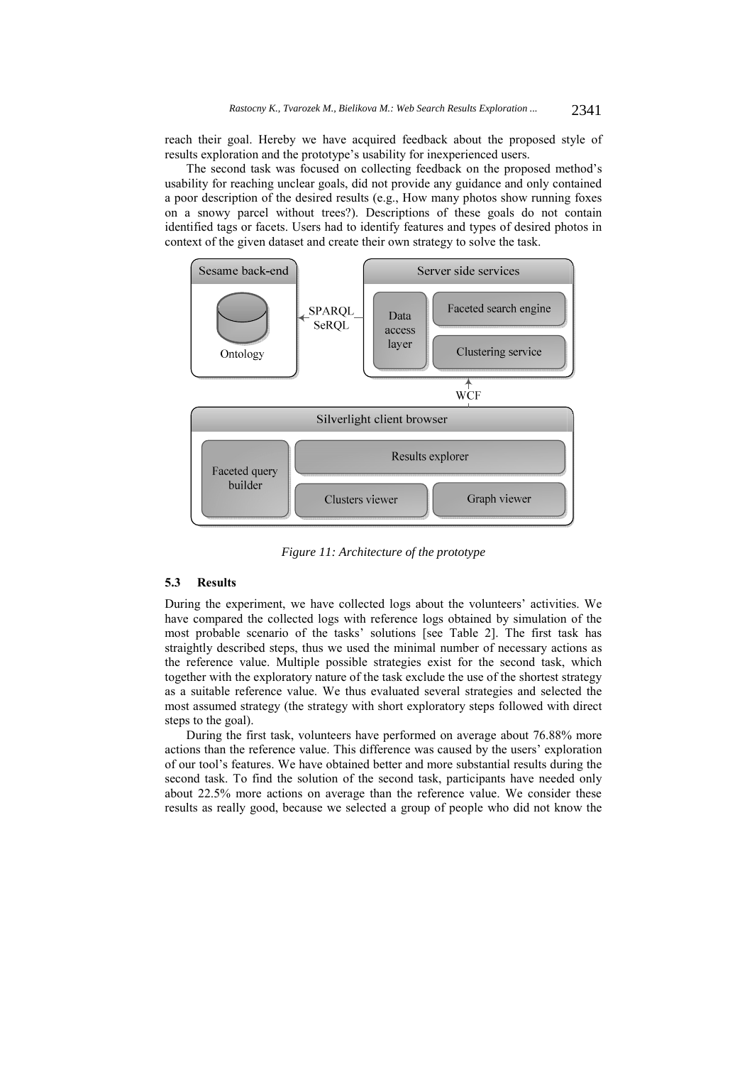reach their goal. Hereby we have acquired feedback about the proposed style of results exploration and the prototype's usability for inexperienced users.

The second task was focused on collecting feedback on the proposed method's usability for reaching unclear goals, did not provide any guidance and only contained a poor description of the desired results (e.g., How many photos show running foxes on a snowy parcel without trees?). Descriptions of these goals do not contain identified tags or facets. Users had to identify features and types of desired photos in context of the given dataset and create their own strategy to solve the task.

*Figure 11: Architecture of the prototype*

### 5.3 Results

During the experiment, we have collected logs about the volunteers' activities. We have compared the collected logs with reference logs obtained by simulation of the most probable scenario of the tasks' solutions [see Table 2]. The first task has straightly described steps, thus we used the minimal number of necessary actions as the reference value. Multiple possible strategies exist for the second task, which together with the exploratory nature of the task exclude the use of the shortest strategy as a suitable reference value. We thus evaluated several strategies and selected the most assumed strategy (the strategy with short exploratory steps followed with direct steps to the goal).

During the first task, volunteers have performed on average about 76.88% more actions than the reference value. This difference was caused by the users' exploration of our tool's features. We have obtained better and more substantial results during the second task. To find the solution of the second task, participants have needed only about 22.5% more actions on average than the reference value. We consider these results as really good, because we selected a group of people who did not know the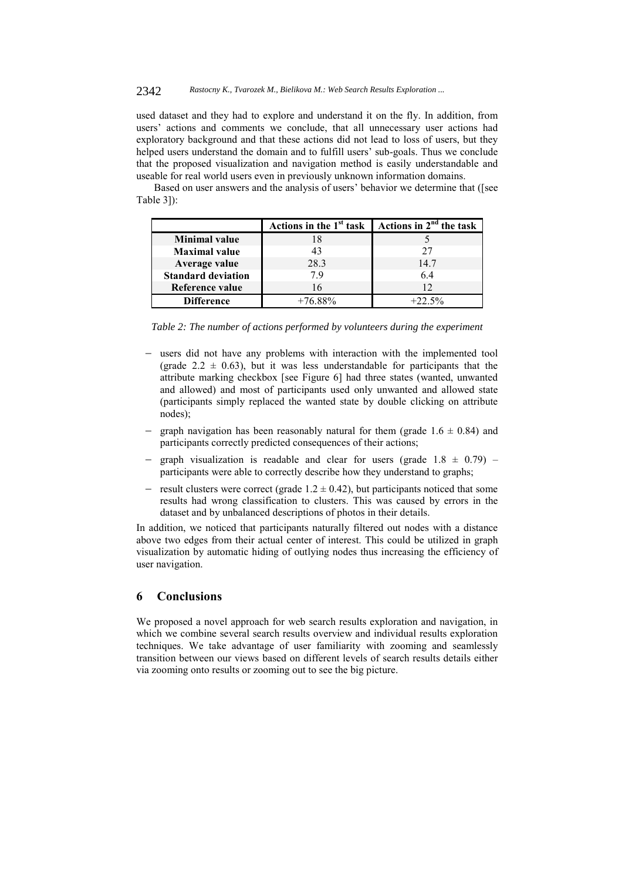used dataset and they had to explore and understand it on the fly. In addition, from users' actions and comments we conclude, that all unnecessary user actions had exploratory background and that these actions did not lead to loss of users, but they helped users understand the domain and to fulfill users' sub-goals. Thus we conclude that the proposed visualization and navigation method is easily understandable and useable for real world users even in previously unknown information domains.

Based on user answers and the analysis of users' behavior we determine that ([see Table 3]):

| | Actions in the 1st task | Actions in 2nd the task |
|---|---|---|
| **Minimal value** | 18 | 5 |
| **Maximal value** | 43 | 27 |
| **Average value** | 28.3 | 14.7 |
| **Standard deviation** | 7.9 | 6.4 |
| **Reference value** | 16 | 12 |
| **Difference** | +76.88% | +22.5% |

*Table 2: The number of actions performed by volunteers during the experiment*

- users did not have any problems with interaction with the implemented tool (grade $2.2 \pm 0.63$), but it was less understandable for participants that the attribute marking checkbox [see Figure 6] had three states (wanted, unwanted and allowed) and most of participants used only unwanted and allowed state (participants simply replaced the wanted state by double clicking on attribute nodes);
- graph navigation has been reasonably natural for them (grade $1.6 \pm 0.84$) and participants correctly predicted consequences of their actions;
- graph visualization is readable and clear for users (grade $1.8 \pm 0.79$) – participants were able to correctly describe how they understand to graphs;
- result clusters were correct (grade $1.2 \pm 0.42$), but participants noticed that some results had wrong classification to clusters. This was caused by errors in the dataset and by unbalanced descriptions of photos in their details.

In addition, we noticed that participants naturally filtered out nodes with a distance above two edges from their actual center of interest. This could be utilized in graph visualization by automatic hiding of outlying nodes thus increasing the efficiency of user navigation.

## 6 Conclusions

We proposed a novel approach for web search results exploration and navigation, in which we combine several search results overview and individual results exploration techniques. We take advantage of user familiarity with zooming and seamlessly transition between our views based on different levels of search results details either via zooming onto results or zooming out to see the big picture.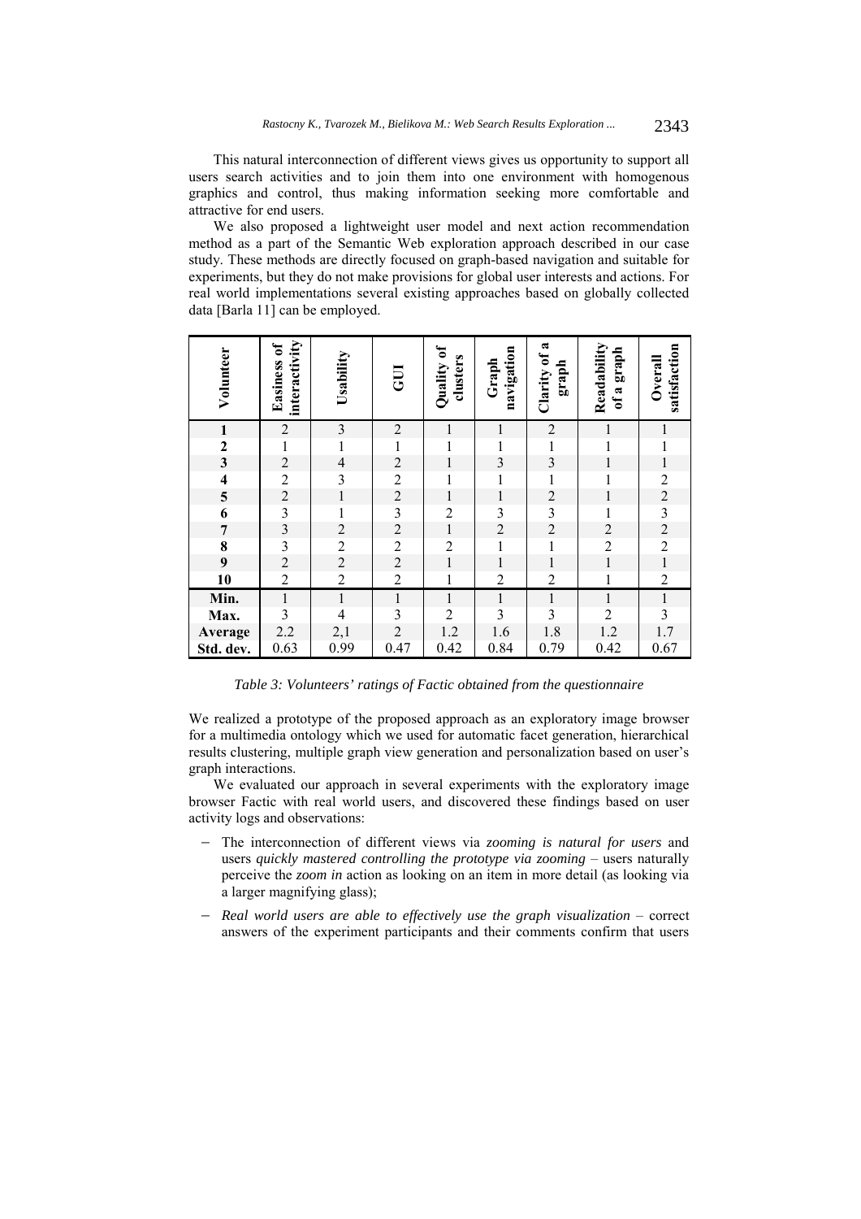This natural interconnection of different views gives us opportunity to support all users search activities and to join them into one environment with homogenous graphics and control, thus making information seeking more comfortable and attractive for end users.

We also proposed a lightweight user model and next action recommendation method as a part of the Semantic Web exploration approach described in our case study. These methods are directly focused on graph-based navigation and suitable for experiments, but they do not make provisions for global user interests and actions. For real world implementations several existing approaches based on globally collected data [Barla 11] can be employed.

| Volunteer | Easiness of interactivity | Usability | GUI | Quality of clusters | Graph navigation | Clarity of a graph | Readability of a graph | Overall satisfaction |
|---|---|---|---|---|---|---|---|---|
| **1** | 2 | 3 | 2 | 1 | 1 | 2 | 1 | 1 |
| **2** | 1 | 1 | 1 | 1 | 1 | 1 | 1 | 1 |
| **3** | 2 | 4 | 2 | 1 | 3 | 3 | 1 | 1 |
| **4** | 2 | 3 | 2 | 1 | 1 | 1 | 1 | 2 |
| **5** | 2 | 1 | 2 | 1 | 1 | 2 | 1 | 2 |
| **6** | 3 | 1 | 3 | 2 | 3 | 3 | 1 | 3 |
| **7** | 3 | 2 | 2 | 1 | 2 | 2 | 2 | 2 |
| **8** | 3 | 2 | 2 | 2 | 1 | 1 | 2 | 2 |
| **9** | 2 | 2 | 2 | 1 | 1 | 1 | 1 | 1 |
| **10** | 2 | 2 | 2 | 1 | 2 | 2 | 1 | 2 |
| **Min.** | 1 | 1 | 1 | 1 | 1 | 1 | 1 | 1 |
| **Max.** | 3 | 4 | 3 | 2 | 3 | 3 | 2 | 3 |
| **Average** | 2.2 | 2,1 | 2 | 1.2 | 1.6 | 1.8 | 1.2 | 1.7 |
| **Std. dev.** | 0.63 | 0.99 | 0.47 | 0.42 | 0.84 | 0.79 | 0.42 | 0.67 |

*Table 3: Volunteers' ratings of Factic obtained from the questionnaire*

We realized a prototype of the proposed approach as an exploratory image browser for a multimedia ontology which we used for automatic facet generation, hierarchical results clustering, multiple graph view generation and personalization based on user's graph interactions.

We evaluated our approach in several experiments with the exploratory image browser Factic with real world users, and discovered these findings based on user activity logs and observations:

- The interconnection of different views via *zooming is natural for users* and users *quickly mastered controlling the prototype via zooming* – users naturally perceive the *zoom in* action as looking on an item in more detail (as looking via a larger magnifying glass);
- *Real world users are able to effectively use the graph visualization* – correct answers of the experiment participants and their comments confirm that users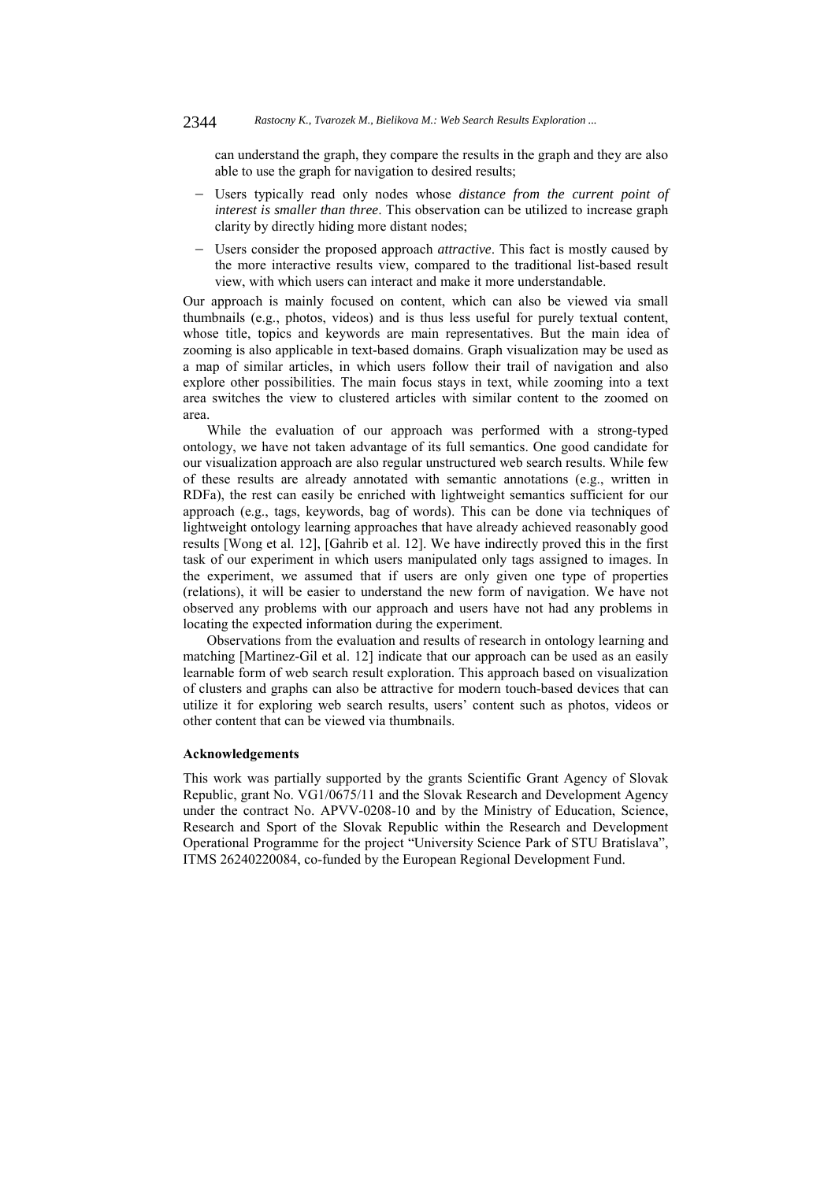can understand the graph, they compare the results in the graph and they are also able to use the graph for navigation to desired results;

- Users typically read only nodes whose *distance from the current point of interest is smaller than three*. This observation can be utilized to increase graph clarity by directly hiding more distant nodes;
- Users consider the proposed approach *attractive*. This fact is mostly caused by the more interactive results view, compared to the traditional list-based result view, with which users can interact and make it more understandable.

Our approach is mainly focused on content, which can also be viewed via small thumbnails (e.g., photos, videos) and is thus less useful for purely textual content, whose title, topics and keywords are main representatives. But the main idea of zooming is also applicable in text-based domains. Graph visualization may be used as a map of similar articles, in which users follow their trail of navigation and also explore other possibilities. The main focus stays in text, while zooming into a text area switches the view to clustered articles with similar content to the zoomed on area.

While the evaluation of our approach was performed with a strong-typed ontology, we have not taken advantage of its full semantics. One good candidate for our visualization approach are also regular unstructured web search results. While few of these results are already annotated with semantic annotations (e.g., written in RDFa), the rest can easily be enriched with lightweight semantics sufficient for our approach (e.g., tags, keywords, bag of words). This can be done via techniques of lightweight ontology learning approaches that have already achieved reasonably good results [Wong et al. 12], [Gahrib et al. 12]. We have indirectly proved this in the first task of our experiment in which users manipulated only tags assigned to images. In the experiment, we assumed that if users are only given one type of properties (relations), it will be easier to understand the new form of navigation. We have not observed any problems with our approach and users have not had any problems in locating the expected information during the experiment.

Observations from the evaluation and results of research in ontology learning and matching [Martinez-Gil et al. 12] indicate that our approach can be used as an easily learnable form of web search result exploration. This approach based on visualization of clusters and graphs can also be attractive for modern touch-based devices that can utilize it for exploring web search results, users' content such as photos, videos or other content that can be viewed via thumbnails.

#### Acknowledgements

This work was partially supported by the grants Scientific Grant Agency of Slovak Republic, grant No. VG1/0675/11 and the Slovak Research and Development Agency under the contract No. APVV-0208-10 and by the Ministry of Education, Science, Research and Sport of the Slovak Republic within the Research and Development Operational Programme for the project "University Science Park of STU Bratislava", ITMS 26240220084, co-funded by the European Regional Development Fund.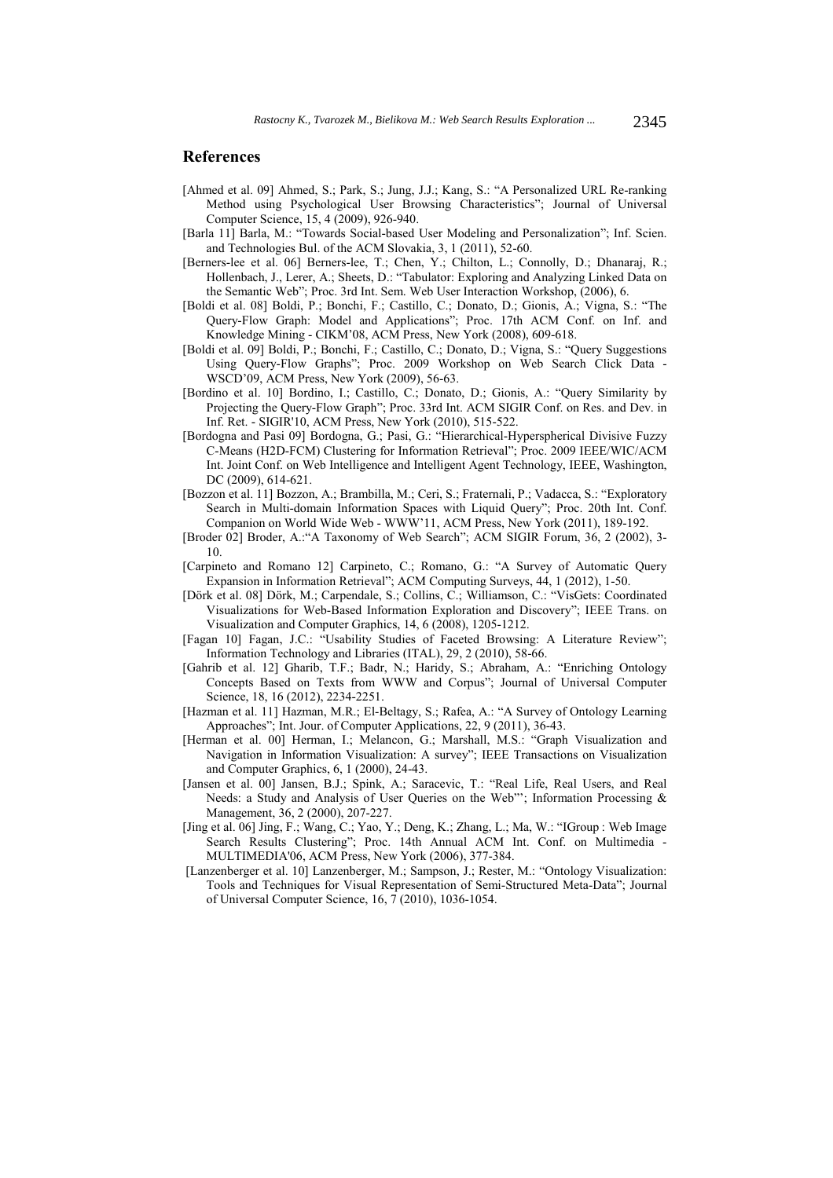## References

[Ahmed et al. 09] Ahmed, S.; Park, S.; Jung, J.J.; Kang, S.: "A Personalized URL Re-ranking Method using Psychological User Browsing Characteristics"; Journal of Universal Computer Science, 15, 4 (2009), 926-940.

[Barla 11] Barla, M.: "Towards Social-based User Modeling and Personalization"; Inf. Scien. and Technologies Bul. of the ACM Slovakia, 3, 1 (2011), 52-60.

[Berners-lee et al. 06] Berners-lee, T.; Chen, Y.; Chilton, L.; Connolly, D.; Dhanaraj, R.; Hollenbach, J., Lerer, A.; Sheets, D.: "Tabulator: Exploring and Analyzing Linked Data on the Semantic Web"; Proc. 3rd Int. Sem. Web User Interaction Workshop, (2006), 6.

[Boldi et al. 08] Boldi, P.; Bonchi, F.; Castillo, C.; Donato, D.; Gionis, A.; Vigna, S.: "The Query-Flow Graph: Model and Applications"; Proc. 17th ACM Conf. on Inf. and Knowledge Mining - CIKM'08, ACM Press, New York (2008), 609-618.

[Boldi et al. 09] Boldi, P.; Bonchi, F.; Castillo, C.; Donato, D.; Vigna, S.: "Query Suggestions Using Query-Flow Graphs"; Proc. 2009 Workshop on Web Search Click Data - WSCD'09, ACM Press, New York (2009), 56-63.

[Bordino et al. 10] Bordino, I.; Castillo, C.; Donato, D.; Gionis, A.: "Query Similarity by Projecting the Query-Flow Graph"; Proc. 33rd Int. ACM SIGIR Conf. on Res. and Dev. in Inf. Ret. - SIGIR'10, ACM Press, New York (2010), 515-522.

[Bordogna and Pasi 09] Bordogna, G.; Pasi, G.: "Hierarchical-Hyperspherical Divisive Fuzzy C-Means (H2D-FCM) Clustering for Information Retrieval"; Proc. 2009 IEEE/WIC/ACM Int. Joint Conf. on Web Intelligence and Intelligent Agent Technology, IEEE, Washington, DC (2009), 614-621.

[Bozzon et al. 11] Bozzon, A.; Brambilla, M.; Ceri, S.; Fraternali, P.; Vadacca, S.: "Exploratory Search in Multi-domain Information Spaces with Liquid Query"; Proc. 20th Int. Conf. Companion on World Wide Web - WWW'11, ACM Press, New York (2011), 189-192.

[Broder 02] Broder, A.:"A Taxonomy of Web Search"; ACM SIGIR Forum, 36, 2 (2002), 3-10.

[Carpineto and Romano 12] Carpineto, C.; Romano, G.: "A Survey of Automatic Query Expansion in Information Retrieval"; ACM Computing Surveys, 44, 1 (2012), 1-50.

[Dörk et al. 08] Dörk, M.; Carpendale, S.; Collins, C.; Williamson, C.: "VisGets: Coordinated Visualizations for Web-Based Information Exploration and Discovery"; IEEE Trans. on Visualization and Computer Graphics, 14, 6 (2008), 1205-1212.

[Fagan 10] Fagan, J.C.: "Usability Studies of Faceted Browsing: A Literature Review"; Information Technology and Libraries (ITAL), 29, 2 (2010), 58-66.

[Gahrib et al. 12] Gharib, T.F.; Badr, N.; Haridy, S.; Abraham, A.: "Enriching Ontology Concepts Based on Texts from WWW and Corpus"; Journal of Universal Computer Science, 18, 16 (2012), 2234-2251.

[Hazman et al. 11] Hazman, M.R.; El-Beltagy, S.; Rafea, A.: "A Survey of Ontology Learning Approaches"; Int. Jour. of Computer Applications, 22, 9 (2011), 36-43.

[Herman et al. 00] Herman, I.; Melancon, G.; Marshall, M.S.: "Graph Visualization and Navigation in Information Visualization: A survey"; IEEE Transactions on Visualization and Computer Graphics, 6, 1 (2000), 24-43.

[Jansen et al. 00] Jansen, B.J.; Spink, A.; Saracevic, T.: "Real Life, Real Users, and Real Needs: a Study and Analysis of User Queries on the Web"'; Information Processing & Management, 36, 2 (2000), 207-227.

[Jing et al. 06] Jing, F.; Wang, C.; Yao, Y.; Deng, K.; Zhang, L.; Ma, W.: "IGroup : Web Image Search Results Clustering"; Proc. 14th Annual ACM Int. Conf. on Multimedia - MULTIMEDIA'06, ACM Press, New York (2006), 377-384.

[Lanzenberger et al. 10] Lanzenberger, M.; Sampson, J.; Rester, M.: "Ontology Visualization: Tools and Techniques for Visual Representation of Semi-Structured Meta-Data"; Journal of Universal Computer Science, 16, 7 (2010), 1036-1054.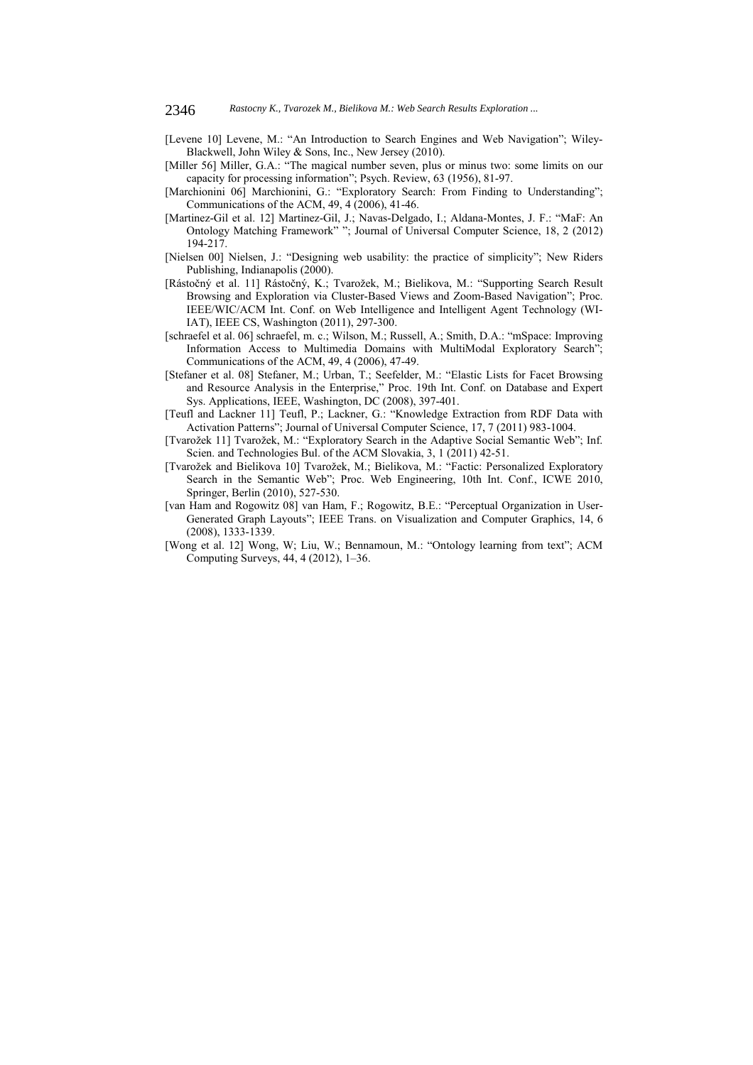[Levene 10] Levene, M.: "An Introduction to Search Engines and Web Navigation"; Wiley-Blackwell, John Wiley & Sons, Inc., New Jersey (2010).

[Miller 56] Miller, G.A.: "The magical number seven, plus or minus two: some limits on our capacity for processing information"; Psych. Review, 63 (1956), 81-97.

[Marchionini 06] Marchionini, G.: "Exploratory Search: From Finding to Understanding"; Communications of the ACM, 49, 4 (2006), 41-46.

[Martinez-Gil et al. 12] Martinez-Gil, J.; Navas-Delgado, I.; Aldana-Montes, J. F.: "MaF: An Ontology Matching Framework" "; Journal of Universal Computer Science, 18, 2 (2012) 194-217.

[Nielsen 00] Nielsen, J.: "Designing web usability: the practice of simplicity"; New Riders Publishing, Indianapolis (2000).

[Rástočný et al. 11] Rástočný, K.; Tvarožek, M.; Bielikova, M.: "Supporting Search Result Browsing and Exploration via Cluster-Based Views and Zoom-Based Navigation"; Proc. IEEE/WIC/ACM Int. Conf. on Web Intelligence and Intelligent Agent Technology (WI-IAT), IEEE CS, Washington (2011), 297-300.

[schraefel et al. 06] schraefel, m. c.; Wilson, M.; Russell, A.; Smith, D.A.: "mSpace: Improving Information Access to Multimedia Domains with MultiModal Exploratory Search"; Communications of the ACM, 49, 4 (2006), 47-49.

[Stefaner et al. 08] Stefaner, M.; Urban, T.; Seefelder, M.: "Elastic Lists for Facet Browsing and Resource Analysis in the Enterprise," Proc. 19th Int. Conf. on Database and Expert Sys. Applications, IEEE, Washington, DC (2008), 397-401.

[Teufl and Lackner 11] Teufl, P.; Lackner, G.: "Knowledge Extraction from RDF Data with Activation Patterns"; Journal of Universal Computer Science, 17, 7 (2011) 983-1004.

[Tvarožek 11] Tvarožek, M.: "Exploratory Search in the Adaptive Social Semantic Web"; Inf. Scien. and Technologies Bul. of the ACM Slovakia, 3, 1 (2011) 42-51.

[Tvarožek and Bielikova 10] Tvarožek, M.; Bielikova, M.: "Factic: Personalized Exploratory Search in the Semantic Web"; Proc. Web Engineering, 10th Int. Conf., ICWE 2010, Springer, Berlin (2010), 527-530.

[van Ham and Rogowitz 08] van Ham, F.; Rogowitz, B.E.: "Perceptual Organization in User-Generated Graph Layouts"; IEEE Trans. on Visualization and Computer Graphics, 14, 6 (2008), 1333-1339.

[Wong et al. 12] Wong, W; Liu, W.; Bennamoun, M.: "Ontology learning from text"; ACM Computing Surveys, 44, 4 (2012), 1–36.